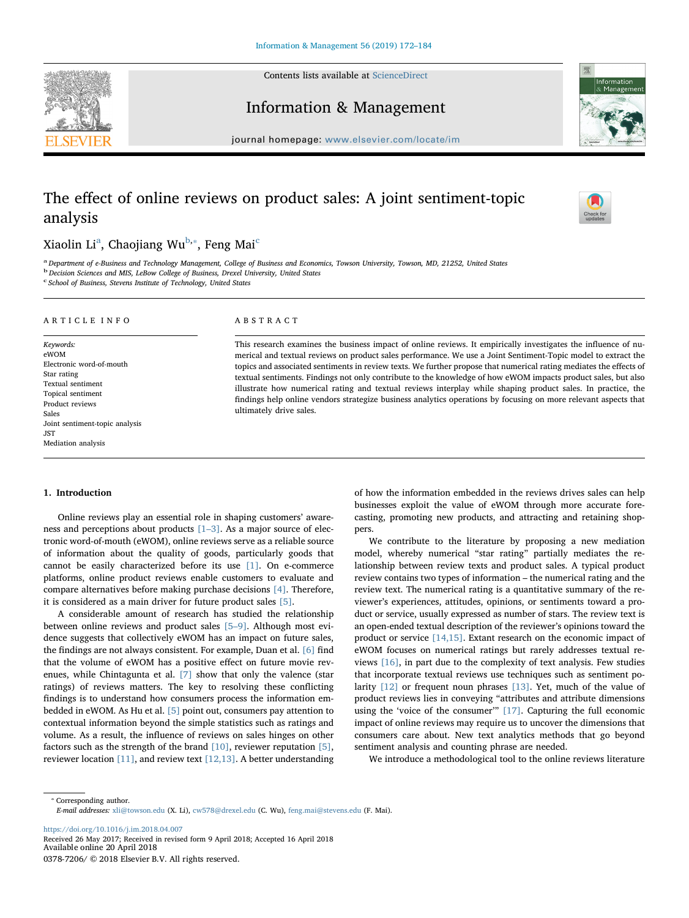# The effect of online reviews on product sales: A joint sentiment-topic analysis

Xiaolin Li[a], Chaojiang Wu[b,*], Feng Mai[c]

[a] Department of e-Business and Technology Management, College of Business and Economics, Towson University, Towson, MD, 21252, United States
[b] Decision Sciences and MIS, LeBow College of Business, Drexel University, United States
[c] School of Business, Stevens Institute of Technology, United States

## ARTICLE INFO

*Keywords:*
eWOM
Electronic word-of-mouth
Star rating
Textual sentiment
Topical sentiment
Product reviews
Sales
Joint sentiment-topic analysis
JST
Mediation analysis

## ABSTRACT

This research examines the business impact of online reviews. It empirically investigates the influence of numerical and textual reviews on product sales performance. We use a Joint Sentiment-Topic model to extract the topics and associated sentiments in review texts. We further propose that numerical rating mediates the effects of textual sentiments. Findings not only contribute to the knowledge of how eWOM impacts product sales, but also illustrate how numerical rating and textual reviews interplay while shaping product sales. In practice, the findings help online vendors strategize business analytics operations by focusing on more relevant aspects that ultimately drive sales.

## 1. Introduction

Online reviews play an essential role in shaping customers' awareness and perceptions about products [1–3]. As a major source of electronic word-of-mouth (eWOM), online reviews serve as a reliable source of information about the quality of goods, particularly goods that cannot be easily characterized before its use [1]. On e-commerce platforms, online product reviews enable customers to evaluate and compare alternatives before making purchase decisions [4]. Therefore, it is considered as a main driver for future product sales [5].

A considerable amount of research has studied the relationship between online reviews and product sales [5–9]. Although most evidence suggests that collectively eWOM has an impact on future sales, the findings are not always consistent. For example, Duan et al. [6] find that the volume of eWOM has a positive effect on future movie revenues, while Chintagunta et al. [7] show that only the valence (star ratings) of reviews matters. The key to resolving these conflicting findings is to understand how consumers process the information embedded in eWOM. As Hu et al. [5] point out, consumers pay attention to contextual information beyond the simple statistics such as ratings and volume. As a result, the influence of reviews on sales hinges on other factors such as the strength of the brand [10], reviewer reputation [5], reviewer location [11], and review text [12,13]. A better understanding of how the information embedded in the reviews drives sales can help businesses exploit the value of eWOM through more accurate forecasting, promoting new products, and attracting and retaining shoppers.

We contribute to the literature by proposing a new mediation model, whereby numerical "star rating" partially mediates the relationship between review texts and product sales. A typical product review contains two types of information – the numerical rating and the review text. The numerical rating is a quantitative summary of the reviewer's experiences, attitudes, opinions, or sentiments toward a product or service, usually expressed as number of stars. The review text is an open-ended textual description of the reviewer's opinions toward the product or service [14,15]. Extant research on the economic impact of eWOM focuses on numerical ratings but rarely addresses textual reviews [16], in part due to the complexity of text analysis. Few studies that incorporate textual reviews use techniques such as sentiment polarity [12] or frequent noun phrases [13]. Yet, much of the value of product reviews lies in conveying "attributes and attribute dimensions using the 'voice of the consumer'" [17]. Capturing the full economic impact of online reviews may require us to uncover the dimensions that consumers care about. New text analytics methods that go beyond sentiment analysis and counting phrase are needed.

We introduce a methodological tool to the online reviews literature

---

* Corresponding author.
*E-mail addresses:* xli@towson.edu (X. Li), cw578@drexel.edu (C. Wu), feng.mai@stevens.edu (F. Mai).

https://doi.org/10.1016/j.im.2018.04.007
Received 26 May 2017; Received in revised form 9 April 2018; Accepted 16 April 2018
Available online 20 April 2018
0378-7206/ © 2018 Elsevier B.V. All rights reserved.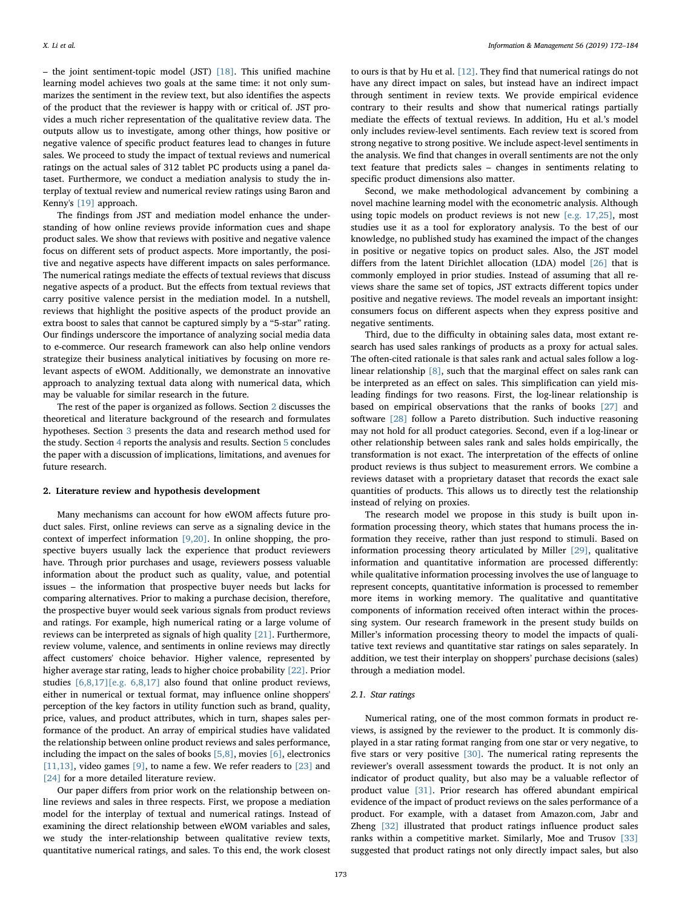– the joint sentiment-topic model (JST) [18]. This unified machine learning model achieves two goals at the same time: it not only summarizes the sentiment in the review text, but also identifies the aspects of the product that the reviewer is happy with or critical of. JST provides a much richer representation of the qualitative review data. The outputs allow us to investigate, among other things, how positive or negative valence of specific product features lead to changes in future sales. We proceed to study the impact of textual reviews and numerical ratings on the actual sales of 312 tablet PC products using a panel dataset. Furthermore, we conduct a mediation analysis to study the interplay of textual review and numerical review ratings using Baron and Kenny's [19] approach.

The findings from JST and mediation model enhance the understanding of how online reviews provide information cues and shape product sales. We show that reviews with positive and negative valence focus on different sets of product aspects. More importantly, the positive and negative aspects have different impacts on sales performance. The numerical ratings mediate the effects of textual reviews that discuss negative aspects of a product. But the effects from textual reviews that carry positive valence persist in the mediation model. In a nutshell, reviews that highlight the positive aspects of the product provide an extra boost to sales that cannot be captured simply by a "5-star" rating. Our findings underscore the importance of analyzing social media data to e-commerce. Our research framework can also help online vendors strategize their business analytical initiatives by focusing on more relevant aspects of eWOM. Additionally, we demonstrate an innovative approach to analyzing textual data along with numerical data, which may be valuable for similar research in the future.

The rest of the paper is organized as follows. Section 2 discusses the theoretical and literature background of the research and formulates hypotheses. Section 3 presents the data and research method used for the study. Section 4 reports the analysis and results. Section 5 concludes the paper with a discussion of implications, limitations, and avenues for future research.

## 2. Literature review and hypothesis development

Many mechanisms can account for how eWOM affects future product sales. First, online reviews can serve as a signaling device in the context of imperfect information [9,20]. In online shopping, the prospective buyers usually lack the experience that product reviewers have. Through prior purchases and usage, reviewers possess valuable information about the product such as quality, value, and potential issues – the information that prospective buyer needs but lacks for comparing alternatives. Prior to making a purchase decision, therefore, the prospective buyer would seek various signals from product reviews and ratings. For example, high numerical rating or a large volume of reviews can be interpreted as signals of high quality [21]. Furthermore, review volume, valence, and sentiments in online reviews may directly affect customers' choice behavior. Higher valence, represented by higher average star rating, leads to higher choice probability [22]. Prior studies [6,8,17][e.g. 6,8,17] also found that online product reviews, either in numerical or textual format, may influence online shoppers' perception of the key factors in utility function such as brand, quality, price, values, and product attributes, which in turn, shapes sales performance of the product. An array of empirical studies have validated the relationship between online product reviews and sales performance, including the impact on the sales of books [5,8], movies [6], electronics [11,13], video games [9], to name a few. We refer readers to [23] and [24] for a more detailed literature review.

Our paper differs from prior work on the relationship between online reviews and sales in three respects. First, we propose a mediation model for the interplay of textual and numerical ratings. Instead of examining the direct relationship between eWOM variables and sales, we study the inter-relationship between qualitative review texts, quantitative numerical ratings, and sales. To this end, the work closest to ours is that by Hu et al. [12]. They find that numerical ratings do not have any direct impact on sales, but instead have an indirect impact through sentiment in review texts. We provide empirical evidence contrary to their results and show that numerical ratings partially mediate the effects of textual reviews. In addition, Hu et al.'s model only includes review-level sentiments. Each review text is scored from strong negative to strong positive. We include aspect-level sentiments in the analysis. We find that changes in overall sentiments are not the only text feature that predicts sales – changes in sentiments relating to specific product dimensions also matter.

Second, we make methodological advancement by combining a novel machine learning model with the econometric analysis. Although using topic models on product reviews is not new [e.g. 17,25], most studies use it as a tool for exploratory analysis. To the best of our knowledge, no published study has examined the impact of the changes in positive or negative topics on product sales. Also, the JST model differs from the latent Dirichlet allocation (LDA) model [26] that is commonly employed in prior studies. Instead of assuming that all reviews share the same set of topics, JST extracts different topics under positive and negative reviews. The model reveals an important insight: consumers focus on different aspects when they express positive and negative sentiments.

Third, due to the difficulty in obtaining sales data, most extant research has used sales rankings of products as a proxy for actual sales. The often-cited rationale is that sales rank and actual sales follow a log-linear relationship [8], such that the marginal effect on sales rank can be interpreted as an effect on sales. This simplification can yield misleading findings for two reasons. First, the log-linear relationship is based on empirical observations that the ranks of books [27] and software [28] follow a Pareto distribution. Such inductive reasoning may not hold for all product categories. Second, even if a log-linear or other relationship between sales rank and sales holds empirically, the transformation is not exact. The interpretation of the effects of online product reviews is thus subject to measurement errors. We combine a reviews dataset with a proprietary dataset that records the exact sale quantities of products. This allows us to directly test the relationship instead of relying on proxies.

The research model we propose in this study is built upon information processing theory, which states that humans process the information they receive, rather than just respond to stimuli. Based on information processing theory articulated by Miller [29], qualitative information and quantitative information are processed differently: while qualitative information processing involves the use of language to represent concepts, quantitative information is processed to remember more items in working memory. The qualitative and quantitative components of information received often interact within the processing system. Our research framework in the present study builds on Miller's information processing theory to model the impacts of qualitative text reviews and quantitative star ratings on sales separately. In addition, we test their interplay on shoppers' purchase decisions (sales) through a mediation model.

### 2.1. Star ratings

Numerical rating, one of the most common formats in product reviews, is assigned by the reviewer to the product. It is commonly displayed in a star rating format ranging from one star or very negative, to five stars or very positive [30]. The numerical rating represents the reviewer's overall assessment towards the product. It is not only an indicator of product quality, but also may be a valuable reflector of product value [31]. Prior research has offered abundant empirical evidence of the impact of product reviews on the sales performance of a product. For example, with a dataset from Amazon.com, Jabr and Zheng [32] illustrated that product ratings influence product sales ranks within a competitive market. Similarly, Moe and Trusov [33] suggested that product ratings not only directly impact sales, but also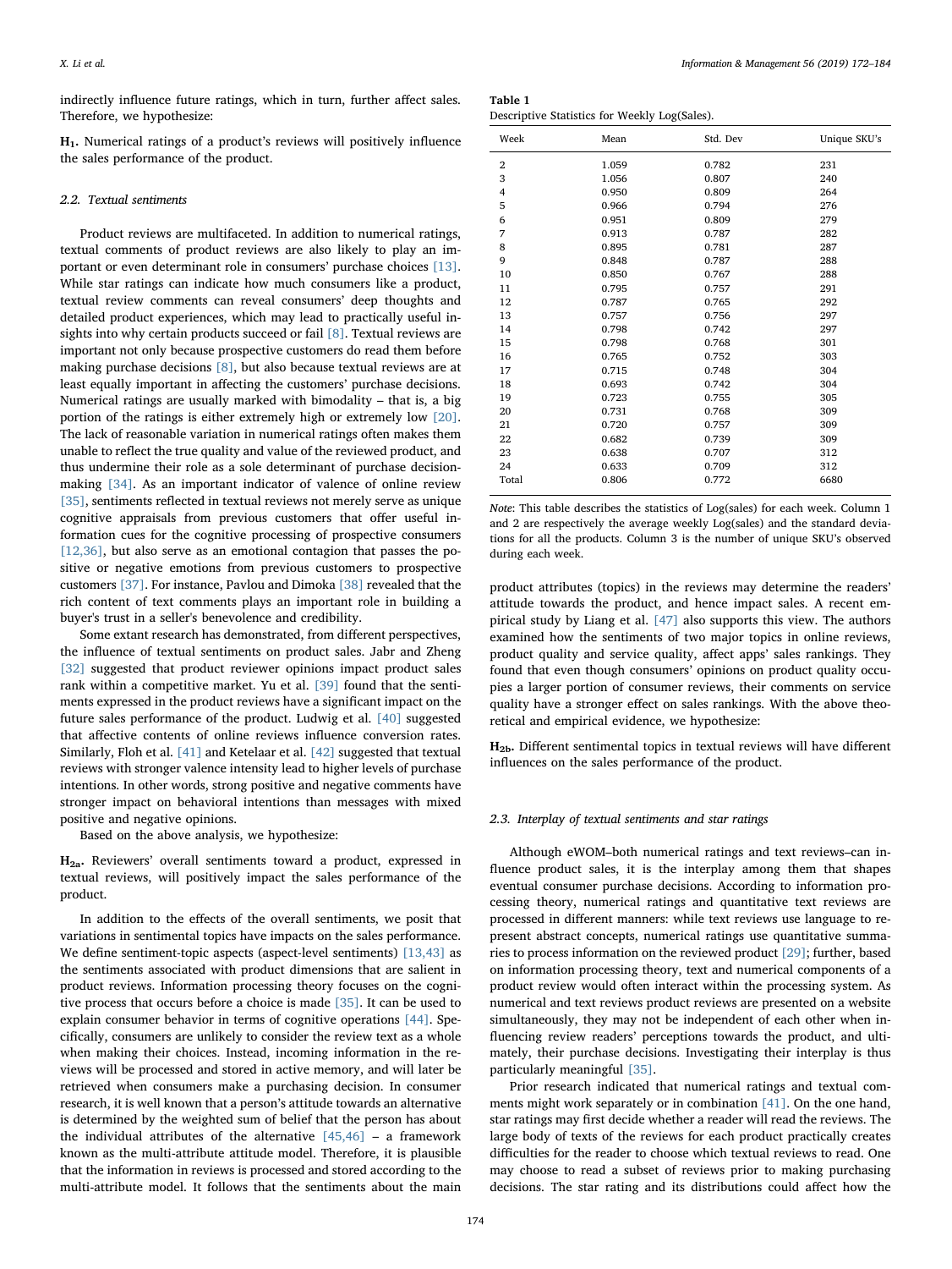indirectly influence future ratings, which in turn, further affect sales. Therefore, we hypothesize:

**H$_1$.** Numerical ratings of a product's reviews will positively influence the sales performance of the product.

### 2.2. Textual sentiments

Product reviews are multifaceted. In addition to numerical ratings, textual comments of product reviews are also likely to play an important or even determinant role in consumers' purchase choices [13]. While star ratings can indicate how much consumers like a product, textual review comments can reveal consumers' deep thoughts and detailed product experiences, which may lead to practically useful insights into why certain products succeed or fail [8]. Textual reviews are important not only because prospective customers do read them before making purchase decisions [8], but also because textual reviews are at least equally important in affecting the customers' purchase decisions. Numerical ratings are usually marked with bimodality – that is, a big portion of the ratings is either extremely high or extremely low [20]. The lack of reasonable variation in numerical ratings often makes them unable to reflect the true quality and value of the reviewed product, and thus undermine their role as a sole determinant of purchase decision-making [34]. As an important indicator of valence of online review [35], sentiments reflected in textual reviews not merely serve as unique cognitive appraisals from previous customers that offer useful information cues for the cognitive processing of prospective consumers [12,36], but also serve as an emotional contagion that passes the positive or negative emotions from previous customers to prospective customers [37]. For instance, Pavlou and Dimoka [38] revealed that the rich content of text comments plays an important role in building a buyer's trust in a seller's benevolence and credibility.

Some extant research has demonstrated, from different perspectives, the influence of textual sentiments on product sales. Jabr and Zheng [32] suggested that product reviewer opinions impact product sales rank within a competitive market. Yu et al. [39] found that the sentiments expressed in the product reviews have a significant impact on the future sales performance of the product. Ludwig et al. [40] suggested that affective contents of online reviews influence conversion rates. Similarly, Floh et al. [41] and Ketelaar et al. [42] suggested that textual reviews with stronger valence intensity lead to higher levels of purchase intentions. In other words, strong positive and negative comments have stronger impact on behavioral intentions than messages with mixed positive and negative opinions.

Based on the above analysis, we hypothesize:

**H$_{2a}$.** Reviewers' overall sentiments toward a product, expressed in textual reviews, will positively impact the sales performance of the product.

In addition to the effects of the overall sentiments, we posit that variations in sentimental topics have impacts on the sales performance. We define sentiment-topic aspects (aspect-level sentiments) [13,43] as the sentiments associated with product dimensions that are salient in product reviews. Information processing theory focuses on the cognitive process that occurs before a choice is made [35]. It can be used to explain consumer behavior in terms of cognitive operations [44]. Specifically, consumers are unlikely to consider the review text as a whole when making their choices. Instead, incoming information in the reviews will be processed and stored in active memory, and will later be retrieved when consumers make a purchasing decision. In consumer research, it is well known that a person's attitude towards an alternative is determined by the weighted sum of belief that the person has about the individual attributes of the alternative [45,46] – a framework known as the multi-attribute attitude model. Therefore, it is plausible that the information in reviews is processed and stored according to the multi-attribute model. It follows that the sentiments about the main product attributes (topics) in the reviews may determine the readers' attitude towards the product, and hence impact sales. A recent empirical study by Liang et al. [47] also supports this view. The authors examined how the sentiments of two major topics in online reviews, product quality and service quality, affect apps' sales rankings. They found that even though consumers' opinions on product quality occupies a larger portion of consumer reviews, their comments on service quality have a stronger effect on sales rankings. With the above theoretical and empirical evidence, we hypothesize:

**Table 1**
Descriptive Statistics for Weekly Log(Sales).

| Week | Mean | Std. Dev | Unique SKU's |
|---|---|---|---|
| 2 | 1.059 | 0.782 | 231 |
| 3 | 1.056 | 0.807 | 240 |
| 4 | 0.950 | 0.809 | 264 |
| 5 | 0.966 | 0.794 | 276 |
| 6 | 0.951 | 0.809 | 279 |
| 7 | 0.913 | 0.787 | 282 |
| 8 | 0.895 | 0.781 | 287 |
| 9 | 0.848 | 0.787 | 288 |
| 10 | 0.850 | 0.767 | 288 |
| 11 | 0.795 | 0.757 | 291 |
| 12 | 0.787 | 0.765 | 292 |
| 13 | 0.757 | 0.756 | 297 |
| 14 | 0.798 | 0.742 | 297 |
| 15 | 0.798 | 0.768 | 301 |
| 16 | 0.765 | 0.752 | 303 |
| 17 | 0.715 | 0.748 | 304 |
| 18 | 0.693 | 0.742 | 304 |
| 19 | 0.723 | 0.755 | 305 |
| 20 | 0.731 | 0.768 | 309 |
| 21 | 0.720 | 0.757 | 309 |
| 22 | 0.682 | 0.739 | 309 |
| 23 | 0.638 | 0.707 | 312 |
| 24 | 0.633 | 0.709 | 312 |
| Total | 0.806 | 0.772 | 6680 |

*Note*: This table describes the statistics of Log(sales) for each week. Column 1 and 2 are respectively the average weekly Log(sales) and the standard deviations for all the products. Column 3 is the number of unique SKU's observed during each week.

**H$_{2b}$.** Different sentimental topics in textual reviews will have different influences on the sales performance of the product.

### 2.3. Interplay of textual sentiments and star ratings

Although eWOM–both numerical ratings and text reviews–can influence product sales, it is the interplay among them that shapes eventual consumer purchase decisions. According to information processing theory, numerical ratings and quantitative text reviews are processed in different manners: while text reviews use language to represent abstract concepts, numerical ratings use quantitative summaries to process information on the reviewed product [29]; further, based on information processing theory, text and numerical components of a product review would often interact within the processing system. As numerical and text reviews product reviews are presented on a website simultaneously, they may not be independent of each other when influencing review readers' perceptions towards the product, and ultimately, their purchase decisions. Investigating their interplay is thus particularly meaningful [35].

Prior research indicated that numerical ratings and textual comments might work separately or in combination [41]. On the one hand, star ratings may first decide whether a reader will read the reviews. The large body of texts of the reviews for each product practically creates difficulties for the reader to choose which textual reviews to read. One may choose to read a subset of reviews prior to making purchasing decisions. The star rating and its distributions could affect how the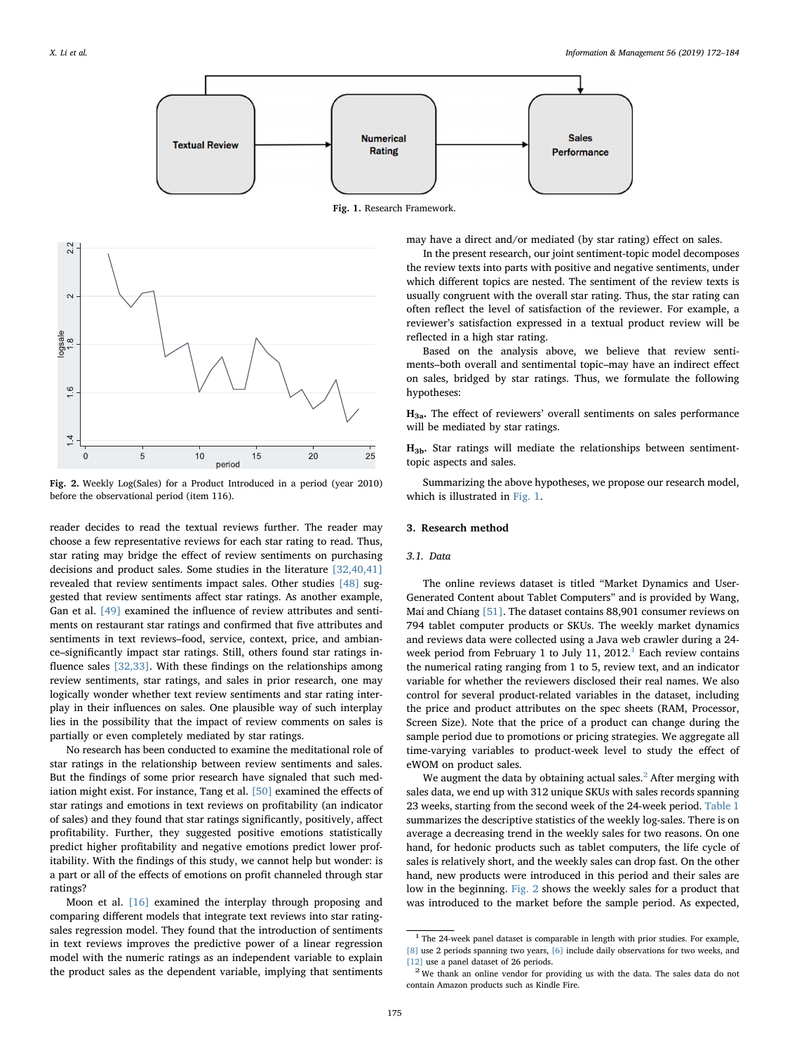Fig. 1. Research Framework.

Fig. 2. Weekly Log(Sales) for a Product Introduced in a period (year 2010) before the observational period (item 116).

reader decides to read the textual reviews further. The reader may choose a few representative reviews for each star rating to read. Thus, star rating may bridge the effect of review sentiments on purchasing decisions and product sales. Some studies in the literature [32,40,41] revealed that review sentiments impact sales. Other studies [48] suggested that review sentiments affect star ratings. As another example, Gan et al. [49] examined the influence of review attributes and sentiments on restaurant star ratings and confirmed that five attributes and sentiments in text reviews–food, service, context, price, and ambiance–significantly impact star ratings. Still, others found star ratings influence sales [32,33]. With these findings on the relationships among review sentiments, star ratings, and sales in prior research, one may logically wonder whether text review sentiments and star rating interplay in their influences on sales. One plausible way of such interplay lies in the possibility that the impact of review comments on sales is partially or even completely mediated by star ratings.

No research has been conducted to examine the meditational role of star ratings in the relationship between review sentiments and sales. But the findings of some prior research have signaled that such mediation might exist. For instance, Tang et al. [50] examined the effects of star ratings and emotions in text reviews on profitability (an indicator of sales) and they found that star ratings significantly, positively, affect profitability. Further, they suggested positive emotions statistically predict higher profitability and negative emotions predict lower profitability. With the findings of this study, we cannot help but wonder: is a part or all of the effects of emotions on profit channeled through star ratings?

Moon et al. [16] examined the interplay through proposing and comparing different models that integrate text reviews into star rating-sales regression model. They found that the introduction of sentiments in text reviews improves the predictive power of a linear regression model with the numeric ratings as an independent variable to explain the product sales as the dependent variable, implying that sentiments may have a direct and/or mediated (by star rating) effect on sales.

In the present research, our joint sentiment-topic model decomposes the review texts into parts with positive and negative sentiments, under which different topics are nested. The sentiment of the review texts is usually congruent with the overall star rating. Thus, the star rating can often reflect the level of satisfaction of the reviewer. For example, a reviewer's satisfaction expressed in a textual product review will be reflected in a high star rating.

Based on the analysis above, we believe that review sentiments–both overall and sentimental topic–may have an indirect effect on sales, bridged by star ratings. Thus, we formulate the following hypotheses:

**$H_{3a}$.** The effect of reviewers' overall sentiments on sales performance will be mediated by star ratings.

**$H_{3b}$.** Star ratings will mediate the relationships between sentiment-topic aspects and sales.

Summarizing the above hypotheses, we propose our research model, which is illustrated in Fig. 1.

## 3. Research method

### 3.1. Data

The online reviews dataset is titled "Market Dynamics and User-Generated Content about Tablet Computers" and is provided by Wang, Mai and Chiang [51]. The dataset contains 88,901 consumer reviews on 794 tablet computer products or SKUs. The weekly market dynamics and reviews data were collected using a Java web crawler during a 24-week period from February 1 to July 11, 2012.[1] Each review contains the numerical rating ranging from 1 to 5, review text, and an indicator variable for whether the reviewers disclosed their real names. We also control for several product-related variables in the dataset, including the price and product attributes on the spec sheets (RAM, Processor, Screen Size). Note that the price of a product can change during the sample period due to promotions or pricing strategies. We aggregate all time-varying variables to product-week level to study the effect of eWOM on product sales.

We augment the data by obtaining actual sales.[2] After merging with sales data, we end up with 312 unique SKUs with sales records spanning 23 weeks, starting from the second week of the 24-week period. Table 1 summarizes the descriptive statistics of the weekly log-sales. There is on average a decreasing trend in the weekly sales for two reasons. On one hand, for hedonic products such as tablet computers, the life cycle of sales is relatively short, and the weekly sales can drop fast. On the other hand, new products were introduced in this period and their sales are low in the beginning. Fig. 2 shows the weekly sales for a product that was introduced to the market before the sample period. As expected,

---

[1] The 24-week panel dataset is comparable in length with prior studies. For example, [8] use 2 periods spanning two years, [6] include daily observations for two weeks, and [12] use a panel dataset of 26 periods.

[2] We thank an online vendor for providing us with the data. The sales data do not contain Amazon products such as Kindle Fire.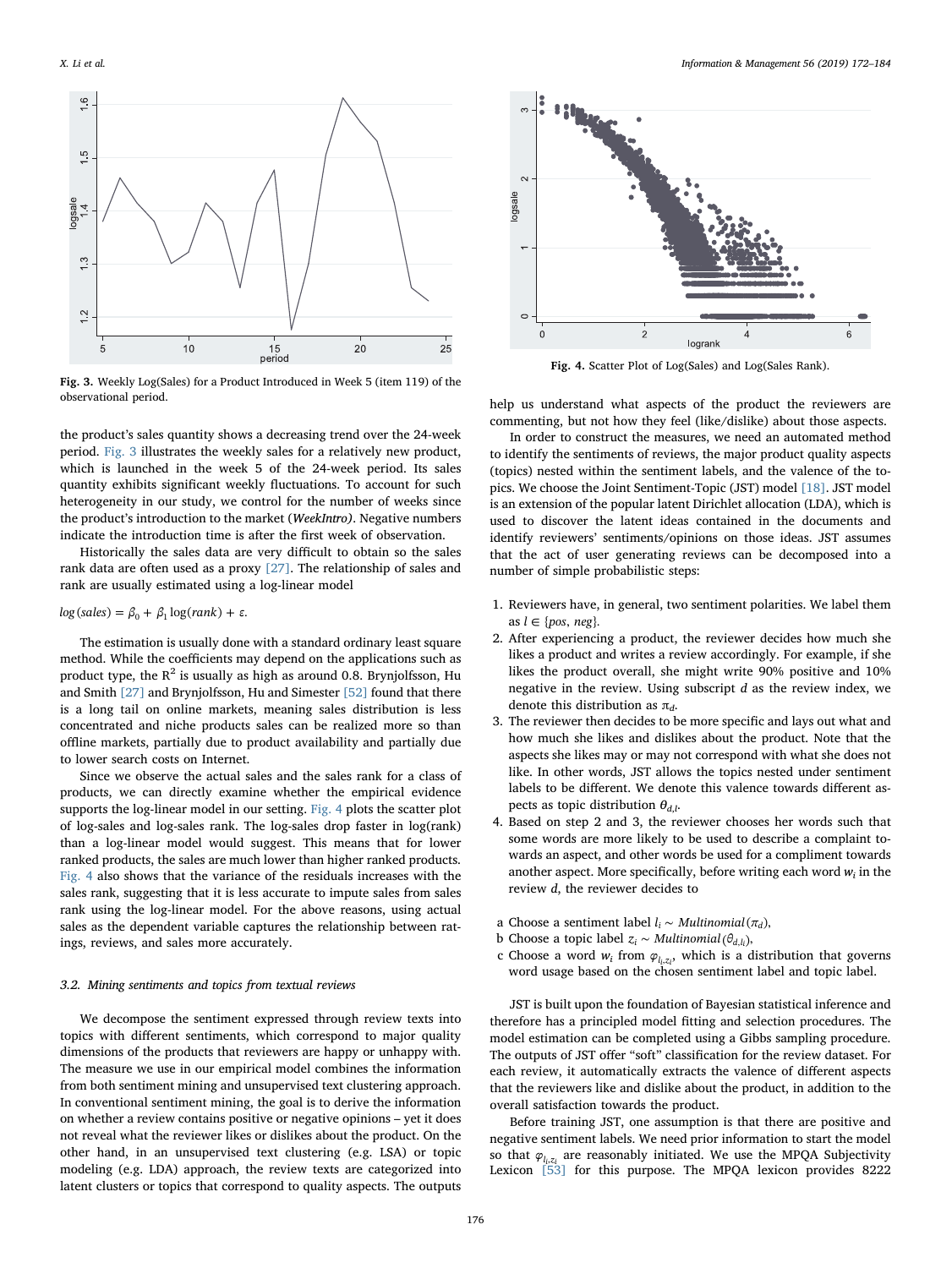Fig. 3. Weekly Log(Sales) for a Product Introduced in Week 5 (item 119) of the observational period.

Fig. 4. Scatter Plot of Log(Sales) and Log(Sales Rank).

the product's sales quantity shows a decreasing trend over the 24-week period. Fig. 3 illustrates the weekly sales for a relatively new product, which is launched in the week 5 of the 24-week period. Its sales quantity exhibits significant weekly fluctuations. To account for such heterogeneity in our study, we control for the number of weeks since the product's introduction to the market (*WeekIntro)*. Negative numbers indicate the introduction time is after the first week of observation.

Historically the sales data are very difficult to obtain so the sales rank data are often used as a proxy [27]. The relationship of sales and rank are usually estimated using a log-linear model

$$log(sales) = \beta_0 + \beta_1 \log(rank) + \varepsilon.$$

The estimation is usually done with a standard ordinary least square method. While the coefficients may depend on the applications such as product type, the $R^2$ is usually as high as around 0.8. Brynjolfsson, Hu and Smith [27] and Brynjolfsson, Hu and Simester [52] found that there is a long tail on online markets, meaning sales distribution is less concentrated and niche products sales can be realized more so than offline markets, partially due to product availability and partially due to lower search costs on Internet.

Since we observe the actual sales and the sales rank for a class of products, we can directly examine whether the empirical evidence supports the log-linear model in our setting. Fig. 4 plots the scatter plot of log-sales and log-sales rank. The log-sales drop faster in log(rank) than a log-linear model would suggest. This means that for lower ranked products, the sales are much lower than higher ranked products. Fig. 4 also shows that the variance of the residuals increases with the sales rank, suggesting that it is less accurate to impute sales from sales rank using the log-linear model. For the above reasons, using actual sales as the dependent variable captures the relationship between ratings, reviews, and sales more accurately.

### 3.2. Mining sentiments and topics from textual reviews

We decompose the sentiment expressed through review texts into topics with different sentiments, which correspond to major quality dimensions of the products that reviewers are happy or unhappy with. The measure we use in our empirical model combines the information from both sentiment mining and unsupervised text clustering approach. In conventional sentiment mining, the goal is to derive the information on whether a review contains positive or negative opinions – yet it does not reveal what the reviewer likes or dislikes about the product. On the other hand, in an unsupervised text clustering (e.g. LSA) or topic modeling (e.g. LDA) approach, the review texts are categorized into latent clusters or topics that correspond to quality aspects. The outputs help us understand what aspects of the product the reviewers are commenting, but not how they feel (like/dislike) about those aspects.

In order to construct the measures, we need an automated method to identify the sentiments of reviews, the major product quality aspects (topics) nested within the sentiment labels, and the valence of the topics. We choose the Joint Sentiment-Topic (JST) model [18]. JST model is an extension of the popular latent Dirichlet allocation (LDA), which is used to discover the latent ideas contained in the documents and identify reviewers' sentiments/opinions on those ideas. JST assumes that the act of user generating reviews can be decomposed into a number of simple probabilistic steps:

1. Reviewers have, in general, two sentiment polarities. We label them as $l \in \{pos, neg\}$.
2. After experiencing a product, the reviewer decides how much she likes a product and writes a review accordingly. For example, if she likes the product overall, she might write 90% positive and 10% negative in the review. Using subscript $d$ as the review index, we denote this distribution as $\pi_d$.
3. The reviewer then decides to be more specific and lays out what and how much she likes and dislikes about the product. Note that the aspects she likes may or may not correspond with what she does not like. In other words, JST allows the topics nested under sentiment labels to be different. We denote this valence towards different aspects as topic distribution $\theta_{d,l}$.
4. Based on step 2 and 3, the reviewer chooses her words such that some words are more likely to be used to describe a complaint towards an aspect, and other words be used for a compliment towards another aspect. More specifically, before writing each word $w_i$ in the review $d$, the reviewer decides to

a. Choose a sentiment label $l_i \sim Multinomial(\pi_d)$,
b. Choose a topic label $z_i \sim Multinomial(\theta_{d,l_i})$,
c. Choose a word $w_i$ from $\varphi_{l_i,z_i}$, which is a distribution that governs word usage based on the chosen sentiment label and topic label.

JST is built upon the foundation of Bayesian statistical inference and therefore has a principled model fitting and selection procedures. The model estimation can be completed using a Gibbs sampling procedure. The outputs of JST offer "soft" classification for the review dataset. For each review, it automatically extracts the valence of different aspects that the reviewers like and dislike about the product, in addition to the overall satisfaction towards the product.

Before training JST, one assumption is that there are positive and negative sentiment labels. We need prior information to start the model so that $\varphi_{l_i,z_i}$ are reasonably initiated. We use the MPQA Subjectivity Lexicon [53] for this purpose. The MPQA lexicon provides 8222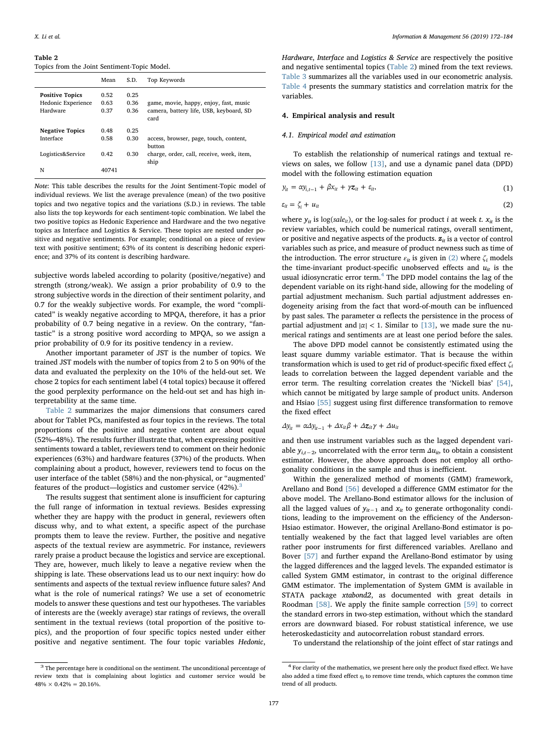**Table 2**
Topics from the Joint Sentiment-Topic Model.

| | Mean | S.D. | Top Keywords |
|---|---|---|---|
| **Positive Topics** | 0.52 | 0.25 | |
| Hedonic Experience | 0.63 | 0.36 | game, movie, happy, enjoy, fast, music |
| Hardware | 0.37 | 0.36 | camera, battery life, USB, keyboard, SD card |
| **Negative Topics** | 0.48 | 0.25 | |
| Interface | 0.58 | 0.30 | access, browser, page, touch, content, button |
| Logistics&Service | 0.42 | 0.30 | charge, order, call, receive, week, item, ship |
| N | 40741 | | |

*Note*: This table describes the results for the Joint Sentiment-Topic model of individual reviews. We list the average prevalence (mean) of the two positive topics and two negative topics and the variations (S.D.) in reviews. The table also lists the top keywords for each sentiment-topic combination. We label the two positive topics as Hedonic Experience and Hardware and the two negative topics as Interface and Logistics & Service. These topics are nested under positive and negative sentiments. For example; conditional on a piece of review text with positive sentiment; 63% of its content is describing hedonic experience; and 37% of its content is describing hardware.

subjective words labeled according to polarity (positive/negative) and strength (strong/weak). We assign a prior probability of 0.9 to the strong subjective words in the direction of their sentiment polarity, and 0.7 for the weakly subjective words. For example, the word "complicated" is weakly negative according to MPQA, therefore, it has a prior probability of 0.7 being negative in a review. On the contrary, "fantastic" is a strong positive word according to MPQA, so we assign a prior probability of 0.9 for its positive tendency in a review.

Another important parameter of JST is the number of topics. We trained JST models with the number of topics from 2 to 5 on 90% of the data and evaluated the perplexity on the 10% of the held-out set. We chose 2 topics for each sentiment label (4 total topics) because it offered the good perplexity performance on the held-out set and has high interpretability at the same time.

Table 2 summarizes the major dimensions that consumers cared about for Tablet PCs, manifested as four topics in the reviews. The total proportions of the positive and negative content are about equal (52%–48%). The results further illustrate that, when expressing positive sentiments toward a tablet, reviewers tend to comment on their hedonic experiences (63%) and hardware features (37%) of the products. When complaining about a product, however, reviewers tend to focus on the user interface of the tablet (58%) and the non-physical, or "augmented" features of the product—logistics and customer service (42%).[3]

The results suggest that sentiment alone is insufficient for capturing the full range of information in textual reviews. Besides expressing whether they are happy with the product in general, reviewers often discuss why, and to what extent, a specific aspect of the purchase prompts them to leave the review. Further, the positive and negative aspects of the textual review are asymmetric. For instance, reviewers rarely praise a product because the logistics and service are exceptional. They are, however, much likely to leave a negative review when the shipping is late. These observations lead us to our next inquiry: how do sentiments and aspects of the textual review influence future sales? And what is the role of numerical ratings? We use a set of econometric models to answer these questions and test our hypotheses. The variables of interests are the (weekly average) star ratings of reviews, the overall sentiment in the textual reviews (total proportion of the positive topics), and the proportion of four specific topics nested under either positive and negative sentiment. The four topic variables *Hedonic*, *Hardware*, *Interface* and *Logistics & Service* are respectively the positive and negative sentimental topics (Table 2) mined from the text reviews. Table 3 summarizes all the variables used in our econometric analysis. Table 4 presents the summary statistics and correlation matrix for the variables.

## 4. Empirical analysis and result

### 4.1. Empirical model and estimation

To establish the relationship of numerical ratings and textual reviews on sales, we follow [13], and use a dynamic panel data (DPD) model with the following estimation equation

$$y_{it} = \alpha y_{i,t-1} + \beta x_{it} + \gamma \mathbf{z}_{it} + \varepsilon_{it}, \tag{1}$$

$$\varepsilon_{it} = \zeta_i + u_{it} \tag{2}$$

where $y_{it}$ is $\log(sale_{it})$, or the log-sales for product $i$ at week $t$. $x_{it}$ is the review variables, which could be numerical ratings, overall sentiment, or positive and negative aspects of the products. $\mathbf{z}_{it}$ is a vector of control variables such as price, and measure of product newness such as time of the introduction. The error structure $\varepsilon_{it}$ is given in (2) where $\zeta_i$ models the time-invariant product-specific unobserved effects and $u_{it}$ is the usual idiosyncratic error term.[4] The DPD model contains the lag of the dependent variable on its right-hand side, allowing for the modeling of partial adjustment mechanism. Such partial adjustment addresses endogeneity arising from the fact that word-of-mouth can be influenced by past sales. The parameter $\alpha$ reflects the persistence in the process of partial adjustment and $|\alpha| < 1$. Similar to [13], we made sure the numerical ratings and sentiments are at least one period before the sales.

The above DPD model cannot be consistently estimated using the least square dummy variable estimator. That is because the within transformation which is used to get rid of product-specific fixed effect $\zeta_i$ leads to correlation between the lagged dependent variable and the error term. The resulting correlation creates the 'Nickell bias' [54], which cannot be mitigated by large sample of product units. Anderson and Hsiao [55] suggest using first difference transformation to remove the fixed effect

$$\Delta y_{it} = \alpha \Delta y_{it-1} + \Delta x_{it}\beta + \Delta \mathbf{z}_{it}\gamma + \Delta u_{it}$$

and then use instrument variables such as the lagged dependent variable $y_{i,t-2}$, uncorrelated with the error term $\Delta u_{it}$, to obtain a consistent estimator. However, the above approach does not employ all orthogonality conditions in the sample and thus is inefficient.

Within the generalized method of moments (GMM) framework, Arellano and Bond [56] developed a difference GMM estimator for the above model. The Arellano-Bond estimator allows for the inclusion of all the lagged values of $y_{it-1}$ and $x_{it}$ to generate orthogonality conditions, leading to the improvement on the efficiency of the Anderson-Hsiao estimator. However, the original Arellano-Bond estimator is potentially weakened by the fact that lagged level variables are often rather poor instruments for first differenced variables. Arellano and Bover [57] and further expand the Arellano-Bond estimator by using the lagged differences and the lagged levels. The expanded estimator is called System GMM estimator, in contrast to the original difference GMM estimator. The implementation of System GMM is available in STATA package *xtabond2*, as documented with great details in Roodman [58]. We apply the finite sample correction [59] to correct the standard errors in two-step estimation, without which the standard errors are downward biased. For robust statistical inference, we use heteroskedasticity and autocorrelation robust standard errors.

To understand the relationship of the joint effect of star ratings and

---

[3] The percentage here is conditional on the sentiment. The unconditional percentage of review texts that is complaining about logistics and customer service would be 48% × 0.42% = 20.16%.

[4] For clarity of the mathematics, we present here only the product fixed effect. We have also added a time fixed effect $\eta_t$ to remove time trends, which captures the common time trend of all products.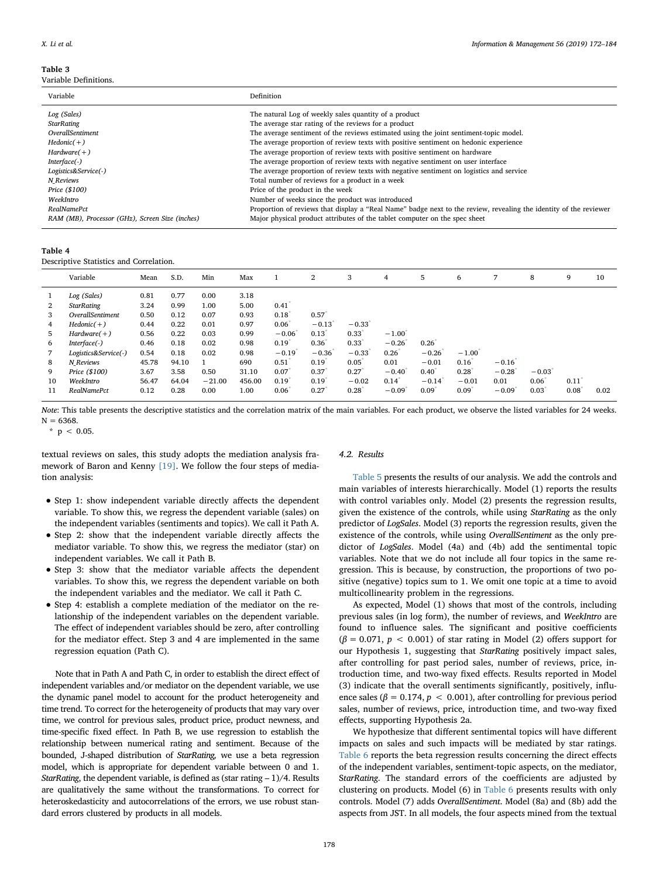**Table 3**
Variable Definitions.

| Variable | Definition |
|---|---|
| *Log (Sales)* | The natural Log of weekly sales quantity of a product |
| *StarRating* | The average star rating of the reviews for a product |
| *OverallSentiment* | The average sentiment of the reviews estimated using the joint sentiment-topic model. |
| *Hedonic(+)* | The average proportion of review texts with positive sentiment on hedonic experience |
| *Hardware(+)* | The average proportion of review texts with positive sentiment on hardware |
| *Interface(-)* | The average proportion of review texts with negative sentiment on user interface |
| *Logistics&Service(-)* | The average proportion of review texts with negative sentiment on logistics and service |
| *N_Reviews* | Total number of reviews for a product in a week |
| *Price ($100)* | Price of the product in the week |
| *WeekIntro* | Number of weeks since the product was introduced |
| *RealNamePct* | Proportion of reviews that display a "Real Name" badge next to the review, revealing the identity of the reviewer |
| *RAM (MB), Processor (GHz), Screen Size (inches)* | Major physical product attributes of the tablet computer on the spec sheet |

**Table 4**
Descriptive Statistics and Correlation.

| | Variable | Mean | S.D. | Min | Max | 1 | 2 | 3 | 4 | 5 | 6 | 7 | 8 | 9 | 10 |
|---|---|---|---|---|---|---|---|---|---|---|---|---|---|---|---|
| 1 | *Log (Sales)* | 0.81 | 0.77 | 0.00 | 3.18 | | | | | | | | | | |
| 2 | *StarRating* | 3.24 | 0.99 | 1.00 | 5.00 | 0.41* | | | | | | | | | |
| 3 | *OverallSentiment* | 0.50 | 0.12 | 0.07 | 0.93 | 0.18* | 0.57* | | | | | | | | |
| 4 | *Hedonic(+)* | 0.44 | 0.22 | 0.01 | 0.97 | 0.06* | −0.13* | −0.33* | | | | | | | |
| 5 | *Hardware(+)* | 0.56 | 0.22 | 0.03 | 0.99 | −0.06* | 0.13* | 0.33* | −1.00* | | | | | | |
| 6 | *Interface(-)* | 0.46 | 0.18 | 0.02 | 0.98 | 0.19* | 0.36* | 0.33* | −0.26* | 0.26* | | | | | |
| 7 | *Logistics&Service(-)* | 0.54 | 0.18 | 0.02 | 0.98 | −0.19* | −0.36* | −0.33* | 0.26* | −0.26* | −1.00* | | | | |
| 8 | *N_Reviews* | 45.78 | 94.10 | 1 | 690 | 0.51* | 0.19* | 0.05* | 0.01 | −0.01 | 0.16* | −0.16* | | | |
| 9 | *Price ($100)* | 3.67 | 3.58 | 0.50 | 31.10 | 0.07* | 0.37* | 0.27* | −0.40* | 0.40* | 0.28* | −0.28* | −0.03* | | |
| 10 | *WeekIntro* | 56.47 | 64.04 | −21.00 | 456.00 | 0.19* | 0.19* | −0.02 | 0.14* | −0.14* | −0.01 | 0.01 | 0.06* | 0.11* | |
| 11 | *RealNamePct* | 0.12 | 0.28 | 0.00 | 1.00 | 0.06* | 0.27* | 0.28* | −0.09* | 0.09* | 0.09* | −0.09* | 0.03* | 0.08* | 0.02 |

*Note*: This table presents the descriptive statistics and the correlation matrix of the main variables. For each product, we observe the listed variables for 24 weeks. N = 6368.

\* $p < 0.05$.

textual reviews on sales, this study adopts the mediation analysis framework of Baron and Kenny [19]. We follow the four steps of mediation analysis:

- Step 1: show independent variable directly affects the dependent variable. To show this, we regress the dependent variable (sales) on the independent variables (sentiments and topics). We call it Path A.
- Step 2: show that the independent variable directly affects the mediator variable. To show this, we regress the mediator (star) on independent variables. We call it Path B.
- Step 3: show that the mediator variable affects the dependent variables. To show this, we regress the dependent variable on both the independent variables and the mediator. We call it Path C.
- Step 4: establish a complete mediation of the mediator on the relationship of the independent variables on the dependent variable. The effect of independent variables should be zero, after controlling for the mediator effect. Step 3 and 4 are implemented in the same regression equation (Path C).

Note that in Path A and Path C, in order to establish the direct effect of independent variables and/or mediator on the dependent variable, we use the dynamic panel model to account for the product heterogeneity and time trend. To correct for the heterogeneity of products that may vary over time, we control for previous sales, product price, product newness, and time-specific fixed effect. In Path B, we use regression to establish the relationship between numerical rating and sentiment. Because of the bounded, J-shaped distribution of *StarRating*, we use a beta regression model, which is appropriate for dependent variable between 0 and 1. *StarRating*, the dependent variable, is defined as (star rating – 1)/4. Results are qualitatively the same without the transformations. To correct for heteroskedasticity and autocorrelations of the errors, we use robust standard errors clustered by products in all models.

### 4.2. Results

Table 5 presents the results of our analysis. We add the controls and main variables of interests hierarchically. Model (1) reports the results with control variables only. Model (2) presents the regression results, given the existence of the controls, while using *StarRating* as the only predictor of *LogSales*. Model (3) reports the regression results, given the existence of the controls, while using *OverallSentiment* as the only predictor of *LogSales*. Model (4a) and (4b) add the sentimental topic variables. Note that we do not include all four topics in the same regression. This is because, by construction, the proportions of two positive (negative) topics sum to 1. We omit one topic at a time to avoid multicollinearity problem in the regressions.

As expected, Model (1) shows that most of the controls, including previous sales (in log form), the number of reviews, and *WeekIntro* are found to influence sales. The significant and positive coefficients ($\beta = 0.071$, $p < 0.001$) of star rating in Model (2) offers support for our Hypothesis 1, suggesting that *StarRating* positively impact sales, after controlling for past period sales, number of reviews, price, introduction time, and two-way fixed effects. Results reported in Model (3) indicate that the overall sentiments significantly, positively, influence sales ($\beta = 0.174$, $p < 0.001$), after controlling for previous period sales, number of reviews, price, introduction time, and two-way fixed effects, supporting Hypothesis 2a.

We hypothesize that different sentimental topics will have different impacts on sales and such impacts will be mediated by star ratings. Table 6 reports the beta regression results concerning the direct effects of the independent variables, sentiment-topic aspects, on the mediator, *StarRating*. The standard errors of the coefficients are adjusted by clustering on products. Model (6) in Table 6 presents results with only controls. Model (7) adds *OverallSentiment*. Model (8a) and (8b) add the aspects from JST. In all models, the four aspects mined from the textual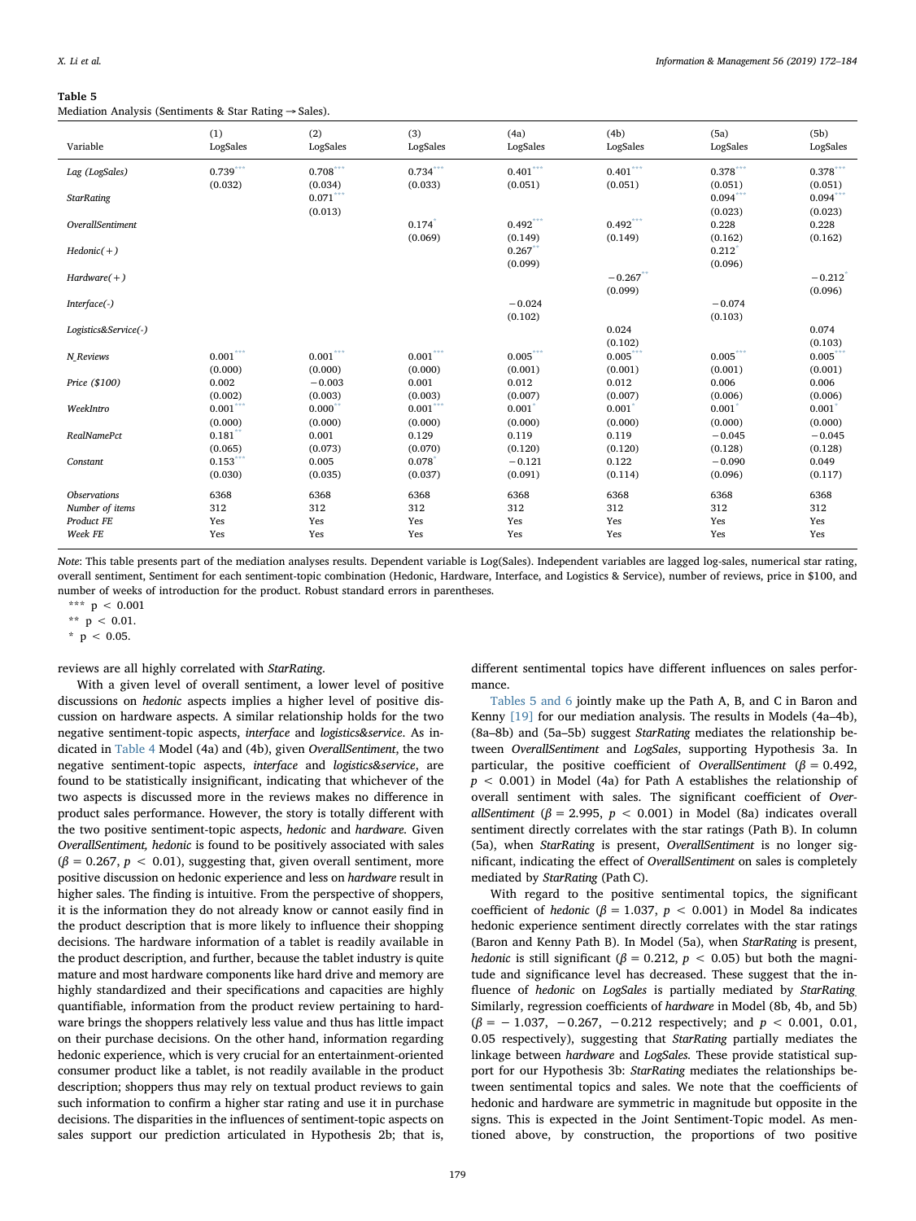**Table 5**
Mediation Analysis (Sentiments & Star Rating → Sales).

| Variable | (1) LogSales | (2) LogSales | (3) LogSales | (4a) LogSales | (4b) LogSales | (5a) LogSales | (5b) LogSales |
|---|---|---|---|---|---|---|---|
| *Lag (LogSales)* | 0.739*** | 0.708*** | 0.734*** | 0.401*** | 0.401*** | 0.378*** | 0.378*** |
| | (0.032) | (0.034) | (0.033) | (0.051) | (0.051) | (0.051) | (0.051) |
| *StarRating* | | 0.071*** | | | | 0.094*** | 0.094*** |
| | | (0.013) | | | | (0.023) | (0.023) |
| *OverallSentiment* | | | 0.174* | 0.492*** | 0.492*** | 0.228 | 0.228 |
| | | | (0.069) | (0.149) | (0.149) | (0.162) | (0.162) |
| *Hedonic(+)* | | | | 0.267** | | 0.212* | |
| | | | | (0.099) | | (0.096) | |
| *Hardware(+)* | | | | | −0.267** | | −0.212* |
| | | | | | (0.099) | | (0.096) |
| *Interface(-)* | | | | −0.024 | | −0.074 | |
| | | | | (0.102) | | (0.103) | |
| *Logistics&Service(-)* | | | | | 0.024 | | 0.074 |
| | | | | | (0.102) | | (0.103) |
| *N_Reviews* | 0.001*** | 0.001*** | 0.001*** | 0.005*** | 0.005*** | 0.005*** | 0.005*** |
| | (0.000) | (0.000) | (0.000) | (0.001) | (0.001) | (0.001) | (0.001) |
| *Price ($100)* | 0.002 | −0.003 | 0.001 | 0.012 | 0.012 | 0.006 | 0.006 |
| | (0.002) | (0.003) | (0.003) | (0.007) | (0.007) | (0.006) | (0.006) |
| *WeekIntro* | 0.001*** | 0.000** | 0.001*** | 0.001* | 0.001* | 0.001* | 0.001* |
| | (0.000) | (0.000) | (0.000) | (0.000) | (0.000) | (0.000) | (0.000) |
| *RealNamePct* | 0.181** | 0.001 | 0.129 | 0.119 | 0.119 | −0.045 | −0.045 |
| | (0.065) | (0.073) | (0.070) | (0.120) | (0.120) | (0.128) | (0.128) |
| *Constant* | 0.153*** | 0.005 | 0.078* | −0.121 | 0.122 | −0.090 | 0.049 |
| | (0.030) | (0.035) | (0.037) | (0.091) | (0.114) | (0.096) | (0.117) |
| *Observations* | 6368 | 6368 | 6368 | 6368 | 6368 | 6368 | 6368 |
| *Number of items* | 312 | 312 | 312 | 312 | 312 | 312 | 312 |
| *Product FE* | Yes | Yes | Yes | Yes | Yes | Yes | Yes |
| *Week FE* | Yes | Yes | Yes | Yes | Yes | Yes | Yes |

*Note*: This table presents part of the mediation analyses results. Dependent variable is Log(Sales). Independent variables are lagged log-sales, numerical star rating, overall sentiment, Sentiment for each sentiment-topic combination (Hedonic, Hardware, Interface, and Logistics & Service), number of reviews, price in $100, and number of weeks of introduction for the product. Robust standard errors in parentheses.

*** $p < 0.001$
** $p < 0.01$.
* $p < 0.05$.

reviews are all highly correlated with *StarRating*.

With a given level of overall sentiment, a lower level of positive discussions on *hedonic* aspects implies a higher level of positive discussion on hardware aspects. A similar relationship holds for the two negative sentiment-topic aspects, *interface* and *logistics&service*. As indicated in Table 4 Model (4a) and (4b), given *OverallSentiment*, the two negative sentiment-topic aspects, *interface* and *logistics&service*, are found to be statistically insignificant, indicating that whichever of the two aspects is discussed more in the reviews makes no difference in product sales performance. However, the story is totally different with the two positive sentiment-topic aspects, *hedonic* and *hardware*. Given *OverallSentiment, hedonic* is found to be positively associated with sales ($\beta = 0.267$, $p < 0.01$), suggesting that, given overall sentiment, more positive discussion on hedonic experience and less on *hardware* result in higher sales. The finding is intuitive. From the perspective of shoppers, it is the information they do not already know or cannot easily find in the product description that is more likely to influence their shopping decisions. The hardware information of a tablet is readily available in the product description, and further, because the tablet industry is quite mature and most hardware components like hard drive and memory are highly standardized and their specifications and capacities are highly quantifiable, information from the product review pertaining to hardware brings the shoppers relatively less value and thus has little impact on their purchase decisions. On the other hand, information regarding hedonic experience, which is very crucial for an entertainment-oriented consumer product like a tablet, is not readily available in the product description; shoppers thus may rely on textual product reviews to gain such information to confirm a higher star rating and use it in purchase decisions. The disparities in the influences of sentiment-topic aspects on sales support our prediction articulated in Hypothesis 2b; that is, different sentimental topics have different influences on sales performance.

Tables 5 and 6 jointly make up the Path A, B, and C in Baron and Kenny [19] for our mediation analysis. The results in Models (4a–4b), (8a–8b) and (5a–5b) suggest *StarRating* mediates the relationship between *OverallSentiment* and *LogSales*, supporting Hypothesis 3a. In particular, the positive coefficient of *OverallSentiment* ($\beta = 0.492$, $p < 0.001$) in Model (4a) for Path A establishes the relationship of overall sentiment with sales. The significant coefficient of *OverallSentiment* ($\beta = 2.995$, $p < 0.001$) in Model (8a) indicates overall sentiment directly correlates with the star ratings (Path B). In column (5a), when *StarRating* is present, *OverallSentiment* is no longer significant, indicating the effect of *OverallSentiment* on sales is completely mediated by *StarRating* (Path C).

With regard to the positive sentimental topics, the significant coefficient of *hedonic* ($\beta = 1.037$, $p < 0.001$) in Model 8a indicates hedonic experience sentiment directly correlates with the star ratings (Baron and Kenny Path B). In Model (5a), when *StarRating* is present, *hedonic* is still significant ($\beta = 0.212$, $p < 0.05$) but both the magnitude and significance level has decreased. These suggest that the influence of *hedonic* on *LogSales* is partially mediated by *StarRating*. Similarly, regression coefficients of *hardware* in Model (8b, 4b, and 5b) ($\beta = -1.037$, $-0.267$, $-0.212$ respectively; and $p < 0.001$, 0.01, 0.05 respectively), suggesting that *StarRating* partially mediates the linkage between *hardware* and *LogSales*. These provide statistical support for our Hypothesis 3b: *StarRating* mediates the relationships between sentimental topics and sales. We note that the coefficients of hedonic and hardware are symmetric in magnitude but opposite in the signs. This is expected in the Joint Sentiment-Topic model. As mentioned above, by construction, the proportions of two positive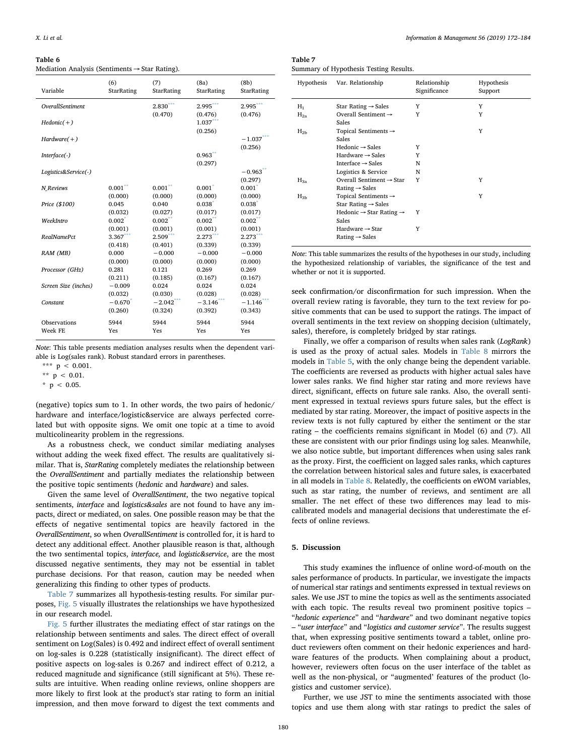**Table 6**
Mediation Analysis (Sentiments → Star Rating).

| Variable | (6) StarRating | (7) StarRating | (8a) StarRating | (8b) StarRating |
|---|---|---|---|---|
| *OverallSentiment* | | 2.830*** | 2.995*** | 2.995*** |
| | | (0.470) | (0.476) | (0.476) |
| *Hedonic(+)* | | | 1.037*** | |
| | | | (0.256) | |
| *Hardware(+)* | | | | −1.037*** |
| | | | | (0.256) |
| *Interface(-)* | | | 0.963** | |
| | | | (0.297) | |
| *Logistics&Service(-)* | | | | −0.963** |
| | | | | (0.297) |
| *N_Reviews* | 0.001** | 0.001** | 0.001* | 0.001* |
| | (0.000) | (0.000) | (0.000) | (0.000) |
| *Price ($100)* | 0.045 | 0.040 | 0.038* | 0.038* |
| | (0.032) | (0.027) | (0.017) | (0.017) |
| *WeekIntro* | 0.002* | 0.002** | 0.002** | 0.002** |
| | (0.001) | (0.001) | (0.001) | (0.001) |
| *RealNamePct* | 3.367*** | 2.509*** | 2.273*** | 2.273*** |
| | (0.418) | (0.401) | (0.339) | (0.339) |
| *RAM (MB)* | 0.000 | −0.000 | −0.000 | −0.000 |
| | (0.000) | (0.000) | (0.000) | (0.000) |
| *Processor (GHz)* | 0.281 | 0.121 | 0.269 | 0.269 |
| | (0.211) | (0.185) | (0.167) | (0.167) |
| *Screen Size (inches)* | −0.009 | 0.024 | 0.024 | 0.024 |
| | (0.032) | (0.030) | (0.028) | (0.028) |
| *Constant* | −0.670* | −2.042*** | −3.146*** | −1.146*** |
| | (0.260) | (0.324) | (0.392) | (0.343) |
| Observations | 5944 | 5944 | 5944 | 5944 |
| Week FE | Yes | Yes | Yes | Yes |

*Note*: This table presents mediation analyses results when the dependent variable is Log(sales rank). Robust standard errors in parentheses.

*** $p < 0.001$.

** $p < 0.01$.

* $p < 0.05$.

(negative) topics sum to 1. In other words, the two pairs of hedonic/hardware and interface/logistic&service are always perfected correlated but with opposite signs. We omit one topic at a time to avoid multicolinearity problem in the regressions.

As a robustness check, we conduct similar mediating analyses without adding the week fixed effect. The results are qualitatively similar. That is, *StarRating* completely mediates the relationship between the *OverallSentiment* and partially mediates the relationship between the positive topic sentiments (*hedonic* and *hardware*) and sales.

Given the same level of *OverallSentiment*, the two negative topical sentiments, *interface* and *logistics&sales* are not found to have any impacts, direct or mediated, on sales. One possible reason may be that the effects of negative sentimental topics are heavily factored in the *OverallSentiment*, so when *OverallSentiment* is controlled for, it is hard to detect any additional effect. Another plausible reason is that, although the two sentimental topics, *interface,* and *logistic&service*, are the most discussed negative sentiments, they may not be essential in tablet purchase decisions. For that reason, caution may be needed when generalizing this finding to other types of products.

Table 7 summarizes all hypothesis-testing results. For similar purposes, Fig. 5 visually illustrates the relationships we have hypothesized in our research model.

Fig. 5 further illustrates the mediating effect of star ratings on the relationship between sentiments and sales. The direct effect of overall sentiment on Log(Sales) is 0.492 and indirect effect of overall sentiment on log-sales is 0.228 (statistically insignificant). The direct effect of positive aspects on log-sales is 0.267 and indirect effect of 0.212, a reduced magnitude and significance (still significant at 5%). These results are intuitive. When reading online reviews, online shoppers are more likely to first look at the product's star rating to form an initial impression, and then move forward to digest the text comments and seek confirmation/or disconfirmation for such impression. When the overall review rating is favorable, they turn to the text review for positive comments that can be used to support the ratings. The impact of overall sentiments in the text review on shopping decision (ultimately, sales), therefore, is completely bridged by star ratings.

**Table 7**
Summary of Hypothesis Testing Results.

| Hypothesis | Var. Relationship | Relationship Significance | Hypothesis Support |
|---|---|---|---|
| $H_1$ | Star Rating → Sales | Y | Y |
| $H_{2a}$ | Overall Sentiment → Sales | Y | Y |
| $H_{2b}$ | Topical Sentiments → Sales | | Y |
| | Hedonic → Sales | Y | |
| | Hardware → Sales | Y | |
| | Interface → Sales | N | |
| | Logistics & Service | N | |
| $H_{3a}$ | Overall Sentiment → Star Rating → Sales | Y | Y |
| $H_{3b}$ | Topical Sentiments → Star Rating → Sales | | Y |
| | Hedonic → Star Rating → Sales | Y | |
| | Hardware → Star Rating → Sales | Y | |

*Note*: This table summarizes the results of the hypotheses in our study, including the hypothesized relationship of variables, the significance of the test and whether or not it is supported.

Finally, we offer a comparison of results when sales rank (*LogRank*) is used as the proxy of actual sales. Models in Table 8 mirrors the models in Table 5, with the only change being the dependent variable. The coefficients are reversed as products with higher actual sales have lower sales ranks. We find higher star rating and more reviews have direct, significant, effects on future sale ranks. Also, the overall sentiment expressed in textual reviews spurs future sales, but the effect is mediated by star rating. Moreover, the impact of positive aspects in the review texts is not fully captured by either the sentiment or the star rating – the coefficients remains significant in Model (6) and (7). All these are consistent with our prior findings using log sales. Meanwhile, we also notice subtle, but important differences when using sales rank as the proxy. First, the coefficient on lagged sales ranks, which captures the correlation between historical sales and future sales, is exacerbated in all models in Table 8. Relatedly, the coefficients on eWOM variables, such as star rating, the number of reviews, and sentiment are all smaller. The net effect of these two differences may lead to miscalibrated models and managerial decisions that underestimate the effects of online reviews.

## 5. Discussion

This study examines the influence of online word-of-mouth on the sales performance of products. In particular, we investigate the impacts of numerical star ratings and sentiments expressed in textual reviews on sales. We use JST to mine the topics as well as the sentiments associated with each topic. The results reveal two prominent positive topics – "*hedonic experience*" and "*hardware*" and two dominant negative topics – "*user interface*" and "*logistics and customer service*". The results suggest that, when expressing positive sentiments toward a tablet, online product reviewers often comment on their hedonic experiences and hardware features of the products. When complaining about a product, however, reviewers often focus on the user interface of the tablet as well as the non-physical, or "augmented' features of the product (logistics and customer service).

Further, we use JST to mine the sentiments associated with those topics and use them along with star ratings to predict the sales of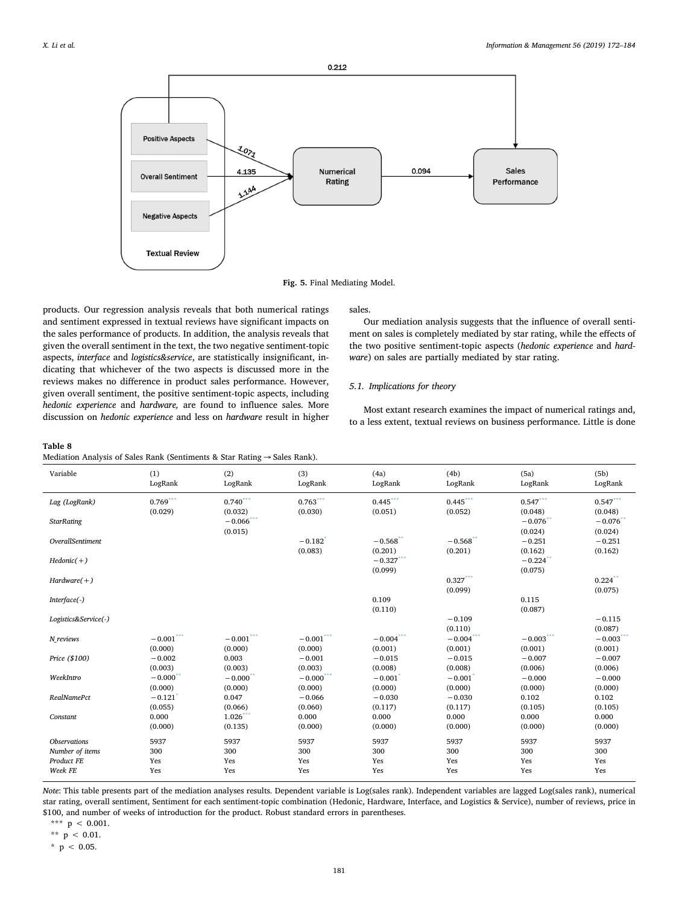Fig. 5. Final Mediating Model.

products. Our regression analysis reveals that both numerical ratings and sentiment expressed in textual reviews have significant impacts on the sales performance of products. In addition, the analysis reveals that given the overall sentiment in the text, the two negative sentiment-topic aspects, *interface* and *logistics&service*, are statistically insignificant, indicating that whichever of the two aspects is discussed more in the reviews makes no difference in product sales performance. However, given overall sentiment, the positive sentiment-topic aspects, including *hedonic experience* and *hardware,* are found to influence sales. More discussion on *hedonic experience* and less on *hardware* result in higher sales.

Our mediation analysis suggests that the influence of overall sentiment on sales is completely mediated by star rating, while the effects of the two positive sentiment-topic aspects (*hedonic experience* and *hardware*) on sales are partially mediated by star rating.

### 5.1. Implications for theory

Most extant research examines the impact of numerical ratings and, to a less extent, textual reviews on business performance. Little is done

**Table 8**
Mediation Analysis of Sales Rank (Sentiments & Star Rating → Sales Rank).

| Variable | (1) LogRank | (2) LogRank | (3) LogRank | (4a) LogRank | (4b) LogRank | (5a) LogRank | (5b) LogRank |
|---|---|---|---|---|---|---|---|
| *Lag (LogRank)* | 0.769*** | 0.740*** | 0.763*** | 0.445*** | 0.445*** | 0.547*** | 0.547*** |
| | (0.029) | (0.032) | (0.030) | (0.051) | (0.052) | (0.048) | (0.048) |
| *StarRating* | | −0.066*** | | | | −0.076** | −0.076** |
| | | (0.015) | | | | (0.024) | (0.024) |
| *OverallSentiment* | | | −0.182* | −0.568** | −0.568** | −0.251 | −0.251 |
| | | | (0.083) | (0.201) | (0.201) | (0.162) | (0.162) |
| *Hedonic(+)* | | | | −0.327*** | | −0.224** | |
| | | | | (0.099) | | (0.075) | |
| *Hardware(+)* | | | | | 0.327*** | | 0.224** |
| | | | | | (0.099) | | (0.075) |
| *Interface(-)* | | | | 0.109 | | 0.115 | |
| | | | | (0.110) | | (0.087) | |
| *Logistics&Service(-)* | | | | | −0.109 | | −0.115 |
| | | | | | (0.110) | | (0.087) |
| *N_reviews* | −0.001*** | −0.001*** | −0.001*** | −0.004*** | −0.004*** | −0.003*** | −0.003*** |
| | (0.000) | (0.000) | (0.000) | (0.001) | (0.001) | (0.001) | (0.001) |
| *Price ($100)* | −0.002 | 0.003 | −0.001 | −0.015 | −0.015 | −0.007 | −0.007 |
| | (0.003) | (0.003) | (0.003) | (0.008) | (0.008) | (0.006) | (0.006) |
| *WeekIntro* | −0.000** | −0.000** | −0.000*** | −0.001* | −0.001* | −0.000 | −0.000 |
| | (0.000) | (0.000) | (0.000) | (0.000) | (0.000) | (0.000) | (0.000) |
| *RealNamePct* | −0.121* | 0.047 | −0.066 | −0.030 | −0.030 | 0.102 | 0.102 |
| | (0.055) | (0.066) | (0.060) | (0.117) | (0.117) | (0.105) | (0.105) |
| *Constant* | 0.000 | 1.026*** | 0.000 | 0.000 | 0.000 | 0.000 | 0.000 |
| | (0.000) | (0.135) | (0.000) | (0.000) | (0.000) | (0.000) | (0.000) |
| *Observations* | 5937 | 5937 | 5937 | 5937 | 5937 | 5937 | 5937 |
| *Number of items* | 300 | 300 | 300 | 300 | 300 | 300 | 300 |
| *Product FE* | Yes | Yes | Yes | Yes | Yes | Yes | Yes |
| *Week FE* | Yes | Yes | Yes | Yes | Yes | Yes | Yes |

*Note*: This table presents part of the mediation analyses results. Dependent variable is Log(sales rank). Independent variables are lagged Log(sales rank), numerical star rating, overall sentiment, Sentiment for each sentiment-topic combination (Hedonic, Hardware, Interface, and Logistics & Service), number of reviews, price in $100, and number of weeks of introduction for the product. Robust standard errors in parentheses.

*** $p < 0.001$.

** $p < 0.01$.

* $p < 0.05$.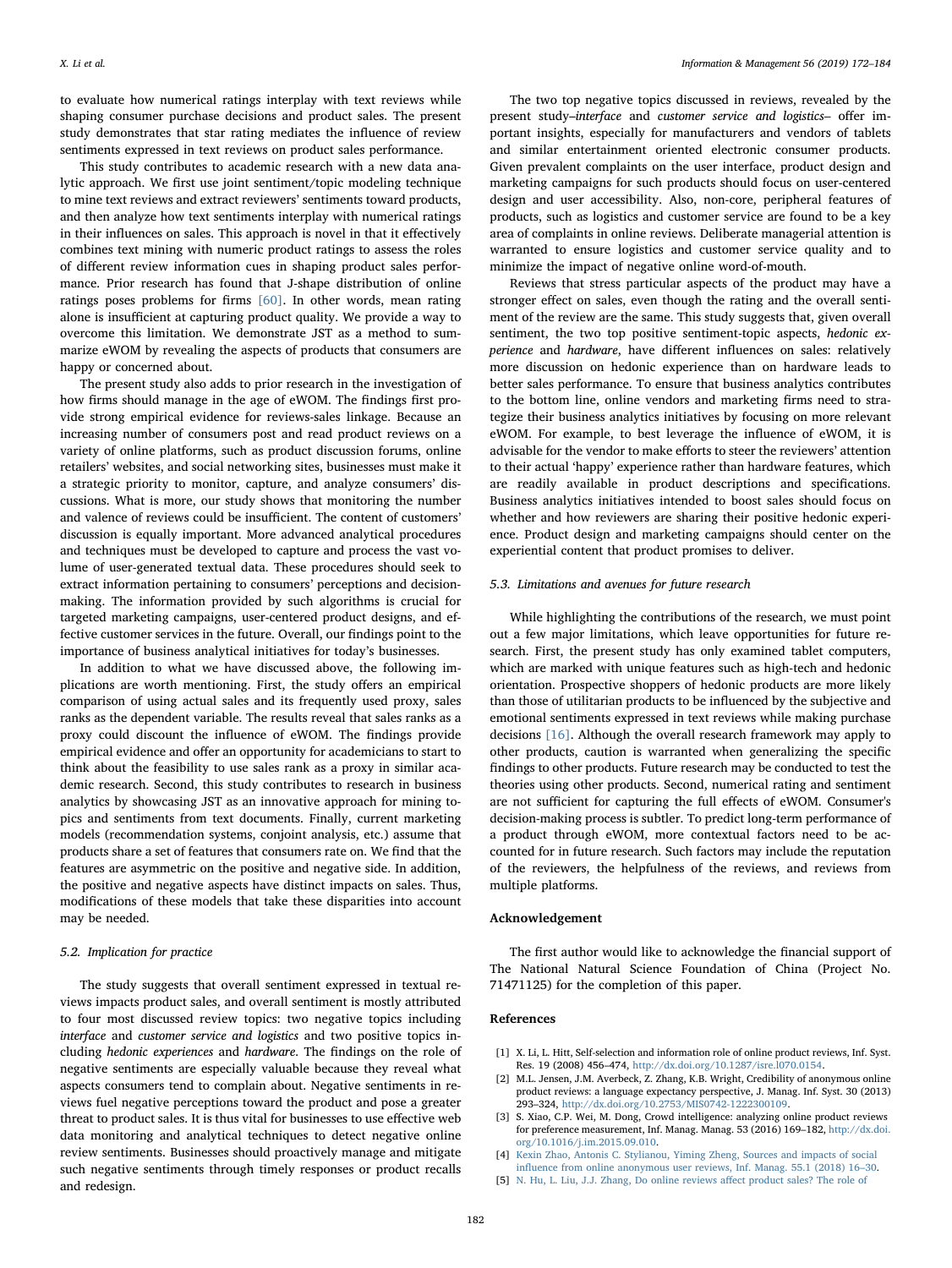to evaluate how numerical ratings interplay with text reviews while shaping consumer purchase decisions and product sales. The present study demonstrates that star rating mediates the influence of review sentiments expressed in text reviews on product sales performance.

This study contributes to academic research with a new data analytic approach. We first use joint sentiment/topic modeling technique to mine text reviews and extract reviewers' sentiments toward products, and then analyze how text sentiments interplay with numerical ratings in their influences on sales. This approach is novel in that it effectively combines text mining with numeric product ratings to assess the roles of different review information cues in shaping product sales performance. Prior research has found that J-shape distribution of online ratings poses problems for firms [60]. In other words, mean rating alone is insufficient at capturing product quality. We provide a way to overcome this limitation. We demonstrate JST as a method to summarize eWOM by revealing the aspects of products that consumers are happy or concerned about.

The present study also adds to prior research in the investigation of how firms should manage in the age of eWOM. The findings first provide strong empirical evidence for reviews-sales linkage. Because an increasing number of consumers post and read product reviews on a variety of online platforms, such as product discussion forums, online retailers' websites, and social networking sites, businesses must make it a strategic priority to monitor, capture, and analyze consumers' discussions. What is more, our study shows that monitoring the number and valence of reviews could be insufficient. The content of customers' discussion is equally important. More advanced analytical procedures and techniques must be developed to capture and process the vast volume of user-generated textual data. These procedures should seek to extract information pertaining to consumers' perceptions and decision-making. The information provided by such algorithms is crucial for targeted marketing campaigns, user-centered product designs, and effective customer services in the future. Overall, our findings point to the importance of business analytical initiatives for today's businesses.

In addition to what we have discussed above, the following implications are worth mentioning. First, the study offers an empirical comparison of using actual sales and its frequently used proxy, sales ranks as the dependent variable. The results reveal that sales ranks as a proxy could discount the influence of eWOM. The findings provide empirical evidence and offer an opportunity for academicians to start to think about the feasibility to use sales rank as a proxy in similar academic research. Second, this study contributes to research in business analytics by showcasing JST as an innovative approach for mining topics and sentiments from text documents. Finally, current marketing models (recommendation systems, conjoint analysis, etc.) assume that products share a set of features that consumers rate on. We find that the features are asymmetric on the positive and negative side. In addition, the positive and negative aspects have distinct impacts on sales. Thus, modifications of these models that take these disparities into account may be needed.

### 5.2. Implication for practice

The study suggests that overall sentiment expressed in textual reviews impacts product sales, and overall sentiment is mostly attributed to four most discussed review topics: two negative topics including *interface* and *customer service and logistics* and two positive topics including *hedonic experiences* and *hardware*. The findings on the role of negative sentiments are especially valuable because they reveal what aspects consumers tend to complain about. Negative sentiments in reviews fuel negative perceptions toward the product and pose a greater threat to product sales. It is thus vital for businesses to use effective web data monitoring and analytical techniques to detect negative online review sentiments. Businesses should proactively manage and mitigate such negative sentiments through timely responses or product recalls and redesign.

The two top negative topics discussed in reviews, revealed by the present study–*interface* and *customer service and logistics*– offer important insights, especially for manufacturers and vendors of tablets and similar entertainment oriented electronic consumer products. Given prevalent complaints on the user interface, product design and marketing campaigns for such products should focus on user-centered design and user accessibility. Also, non-core, peripheral features of products, such as logistics and customer service are found to be a key area of complaints in online reviews. Deliberate managerial attention is warranted to ensure logistics and customer service quality and to minimize the impact of negative online word-of-mouth.

Reviews that stress particular aspects of the product may have a stronger effect on sales, even though the rating and the overall sentiment of the review are the same. This study suggests that, given overall sentiment, the two top positive sentiment-topic aspects, *hedonic experience* and *hardware*, have different influences on sales: relatively more discussion on hedonic experience than on hardware leads to better sales performance. To ensure that business analytics contributes to the bottom line, online vendors and marketing firms need to strategize their business analytics initiatives by focusing on more relevant eWOM. For example, to best leverage the influence of eWOM, it is advisable for the vendor to make efforts to steer the reviewers' attention to their actual 'happy' experience rather than hardware features, which are readily available in product descriptions and specifications. Business analytics initiatives intended to boost sales should focus on whether and how reviewers are sharing their positive hedonic experience. Product design and marketing campaigns should center on the experiential content that product promises to deliver.

### 5.3. Limitations and avenues for future research

While highlighting the contributions of the research, we must point out a few major limitations, which leave opportunities for future research. First, the present study has only examined tablet computers, which are marked with unique features such as high-tech and hedonic orientation. Prospective shoppers of hedonic products are more likely than those of utilitarian products to be influenced by the subjective and emotional sentiments expressed in text reviews while making purchase decisions [16]. Although the overall research framework may apply to other products, caution is warranted when generalizing the specific findings to other products. Future research may be conducted to test the theories using other products. Second, numerical rating and sentiment are not sufficient for capturing the full effects of eWOM. Consumer's decision-making process is subtler. To predict long-term performance of a product through eWOM, more contextual factors need to be accounted for in future research. Such factors may include the reputation of the reviewers, the helpfulness of the reviews, and reviews from multiple platforms.

## Acknowledgement

The first author would like to acknowledge the financial support of The National Natural Science Foundation of China (Project No. 71471125) for the completion of this paper.

## References

[1] X. Li, L. Hitt, Self-selection and information role of online product reviews, Inf. Syst. Res. 19 (2008) 456–474, http://dx.doi.org/10.1287/isre.l070.0154.

[2] M.L. Jensen, J.M. Averbeck, Z. Zhang, K.B. Wright, Credibility of anonymous online product reviews: a language expectancy perspective, J. Manag. Inf. Syst. 30 (2013) 293–324, http://dx.doi.org/10.2753/MIS0742-1222300109.

[3] S. Xiao, C.P. Wei, M. Dong, Crowd intelligence: analyzing online product reviews for preference measurement, Inf. Manag. Manag. 53 (2016) 169–182, http://dx.doi.org/10.1016/j.im.2015.09.010.

[4] Kexin Zhao, Antonis C. Stylianou, Yiming Zheng, Sources and impacts of social influence from online anonymous user reviews, Inf. Manag. 55.1 (2018) 16–30.

[5] N. Hu, L. Liu, J.J. Zhang, Do online reviews affect product sales? The role of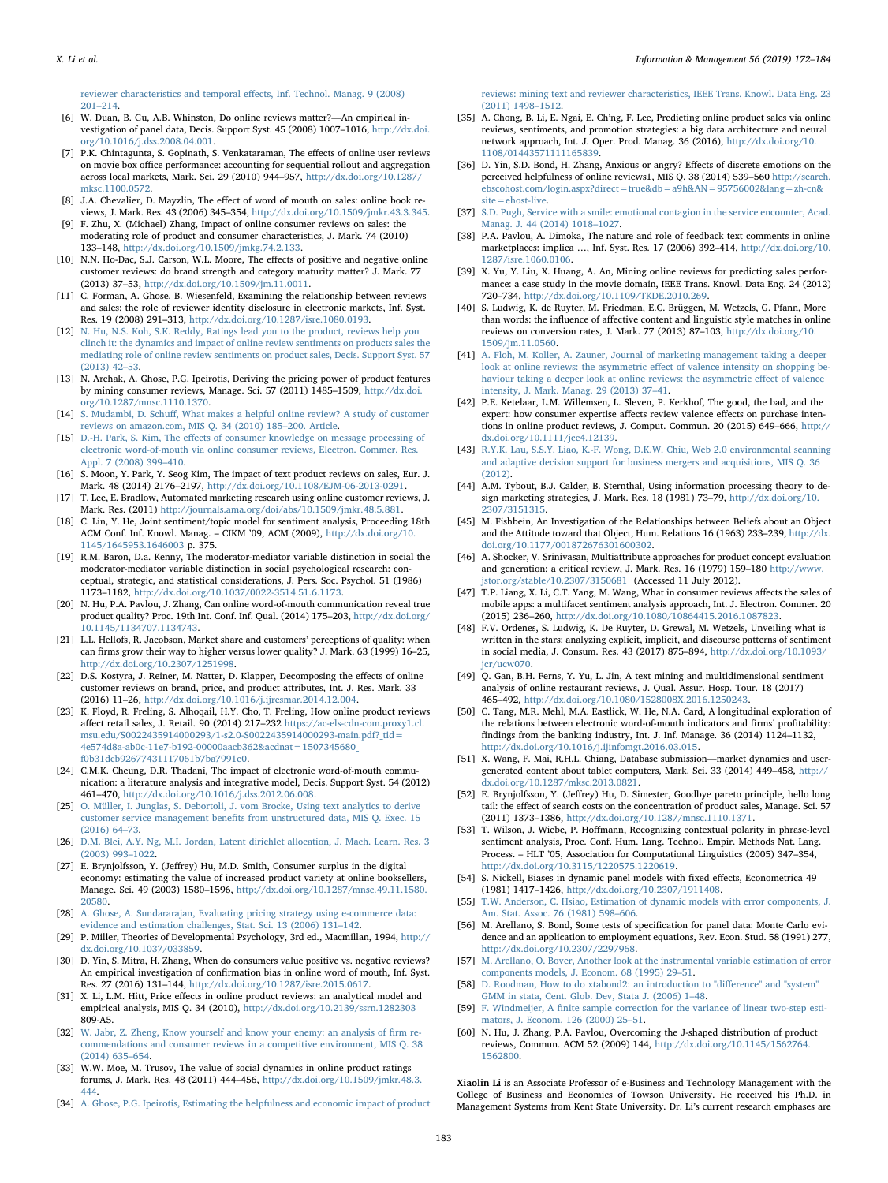reviewer characteristics and temporal effects, Inf. Technol. Manag. 9 (2008) 201–214.

[6] W. Duan, B. Gu, A.B. Whinston, Do online reviews matter?—An empirical investigation of panel data, Decis. Support Syst. 45 (2008) 1007–1016, http://dx.doi.org/10.1016/j.dss.2008.04.001.

[7] P.K. Chintagunta, S. Gopinath, S. Venkataraman, The effects of online user reviews on movie box office performance: accounting for sequential rollout and aggregation across local markets, Mark. Sci. 29 (2010) 944–957, http://dx.doi.org/10.1287/mksc.1100.0572.

[8] J.A. Chevalier, D. Mayzlin, The effect of word of mouth on sales: online book reviews, J. Mark. Res. 43 (2006) 345–354, http://dx.doi.org/10.1509/jmkr.43.3.345.

[9] F. Zhu, X. (Michael) Zhang, Impact of online consumer reviews on sales: the moderating role of product and consumer characteristics, J. Mark. 74 (2010) 133–148, http://dx.doi.org/10.1509/jmkg.74.2.133.

[10] N.N. Ho-Dac, S.J. Carson, W.L. Moore, The effects of positive and negative online customer reviews: do brand strength and category maturity matter? J. Mark. 77 (2013) 37–53, http://dx.doi.org/10.1509/jm.11.0011.

[11] C. Forman, A. Ghose, B. Wiesenfeld, Examining the relationship between reviews and sales: the role of reviewer identity disclosure in electronic markets, Inf. Syst. Res. 19 (2008) 291–313, http://dx.doi.org/10.1287/isre.1080.0193.

[12] N. Hu, N.S. Koh, S.K. Reddy, Ratings lead you to the product, reviews help you clinch it: the dynamics and impact of online review sentiments on products sales the mediating role of online review sentiments on product sales, Decis. Support Syst. 57 (2013) 42–53.

[13] N. Archak, A. Ghose, P.G. Ipeirotis, Deriving the pricing power of product features by mining consumer reviews, Manage. Sci. 57 (2011) 1485–1509, http://dx.doi.org/10.1287/mnsc.1110.1370.

[14] S. Mudambi, D. Schuff, What makes a helpful online review? A study of customer reviews on amazon.com, MIS Q. 34 (2010) 185–200. Article.

[15] D.-H. Park, S. Kim, The effects of consumer knowledge on message processing of electronic word-of-mouth via online consumer reviews, Electron. Commer. Res. Appl. 7 (2008) 399–410.

[16] S. Moon, Y. Park, Y. Seog Kim, The impact of text product reviews on sales, Eur. J. Mark. 48 (2014) 2176–2197, http://dx.doi.org/10.1108/EJM-06-2013-0291.

[17] T. Lee, E. Bradlow, Automated marketing research using online customer reviews, J. Mark. Res. (2011) http://journals.ama.org/doi/abs/10.1509/jmkr.48.5.881.

[18] C. Lin, Y. He, Joint sentiment/topic model for sentiment analysis, Proceeding 18th ACM Conf. Inf. Knowl. Manag. – CIKM '09, ACM (2009), http://dx.doi.org/10.1145/1645953.1646003 p. 375.

[19] R.M. Baron, D.a. Kenny, The moderator-mediator variable distinction in social the moderator-mediator variable distinction in social psychological research: conceptual, strategic, and statistical considerations, J. Pers. Soc. Psychol. 51 (1986) 1173–1182, http://dx.doi.org/10.1037/0022-3514.51.6.1173.

[20] N. Hu, P.A. Pavlou, J. Zhang, Can online word-of-mouth communication reveal true product quality? Proc. 19th Int. Conf. Inf. Qual. (2014) 175–203, http://dx.doi.org/10.1145/1134707.1134743.

[21] L.L. Hellofs, R. Jacobson, Market share and customers' perceptions of quality: when can firms grow their way to higher versus lower quality? J. Mark. 63 (1999) 16–25, http://dx.doi.org/10.2307/1251998.

[22] D.S. Kostyra, J. Reiner, M. Natter, D. Klapper, Decomposing the effects of online customer reviews on brand, price, and product attributes, Int. J. Res. Mark. 33 (2016) 11–26, http://dx.doi.org/10.1016/j.ijresmar.2014.12.004.

[23] K. Floyd, R. Freling, S. Alhoqail, H.Y. Cho, T. Freling, How online product reviews affect retail sales, J. Retail. 90 (2014) 217–232 https://ac-els-cdn-com.proxy1.cl.msu.edu/S0022435914000293/1-s2.0-S0022435914000293-main.pdf?_tid=4e574d8a-ab0c-11e7-b192-00000aacb362&acdnat=1507345680_f0b31dcb92677431117061b7ba7991e0.

[24] C.M.K. Cheung, D.R. Thadani, The impact of electronic word-of-mouth communication: a literature analysis and integrative model, Decis. Support Syst. 54 (2012) 461–470, http://dx.doi.org/10.1016/j.dss.2012.06.008.

[25] O. Müller, I. Junglas, S. Debortoli, J. vom Brocke, Using text analytics to derive customer service management benefits from unstructured data, MIS Q. Exec. 15 (2016) 64–73.

[26] D.M. Blei, A.Y. Ng, M.I. Jordan, Latent dirichlet allocation, J. Mach. Learn. Res. 3 (2003) 993–1022.

[27] E. Brynjolfsson, Y. (Jeffrey) Hu, M.D. Smith, Consumer surplus in the digital economy: estimating the value of increased product variety at online booksellers, Manage. Sci. 49 (2003) 1580–1596, http://dx.doi.org/10.1287/mnsc.49.11.1580.20580.

[28] A. Ghose, A. Sundararajan, Evaluating pricing strategy using e-commerce data: evidence and estimation challenges, Stat. Sci. 13 (2006) 131–142.

[29] P. Miller, Theories of Developmental Psychology, 3rd ed., Macmillan, 1994, http://dx.doi.org/10.1037/033859.

[30] D. Yin, S. Mitra, H. Zhang, When do consumers value positive vs. negative reviews? An empirical investigation of confirmation bias in online word of mouth, Inf. Syst. Res. 27 (2016) 131–144, http://dx.doi.org/10.1287/isre.2015.0617.

[31] X. Li, L.M. Hitt, Price effects in online product reviews: an analytical model and empirical analysis, MIS Q. 34 (2010), http://dx.doi.org/10.2139/ssrn.1282303 809-A5.

[32] W. Jabr, Z. Zheng, Know yourself and know your enemy: an analysis of firm recommendations and consumer reviews in a competitive environment, MIS Q. 38 (2014) 635–654.

[33] W.W. Moe, M. Trusov, The value of social dynamics in online product ratings forums, J. Mark. Res. 48 (2011) 444–456, http://dx.doi.org/10.1509/jmkr.48.3.444.

[34] A. Ghose, P.G. Ipeirotis, Estimating the helpfulness and economic impact of product reviews: mining text and reviewer characteristics, IEEE Trans. Knowl. Data Eng. 23 (2011) 1498–1512.

[35] A. Chong, B. Li, E. Ngai, E. Ch'ng, F. Lee, Predicting online product sales via online reviews, sentiments, and promotion strategies: a big data architecture and neural network approach, Int. J. Oper. Prod. Manag. 36 (2016), http://dx.doi.org/10.1108/01443571111165839.

[36] D. Yin, S.D. Bond, H. Zhang, Anxious or angry? Effects of discrete emotions on the perceived helpfulness of online reviews1, MIS Q. 38 (2014) 539–560 http://search.ebscohost.com/login.aspx?direct=true&db=a9h&AN=95756002&lang=zh-cn&site=ehost-live.

[37] S.D. Pugh, Service with a smile: emotional contagion in the service encounter, Acad. Manag. J. 44 (2014) 1018–1027.

[38] P.A. Pavlou, A. Dimoka, The nature and role of feedback text comments in online marketplaces: implica …, Inf. Syst. Res. 17 (2006) 392–414, http://dx.doi.org/10.1287/isre.1060.0106.

[39] X. Yu, Y. Liu, X. Huang, A. An, Mining online reviews for predicting sales performance: a case study in the movie domain, IEEE Trans. Knowl. Data Eng. 24 (2012) 720–734, http://dx.doi.org/10.1109/TKDE.2010.269.

[40] S. Ludwig, K. de Ruyter, M. Friedman, E.C. Brüggen, M. Wetzels, G. Pfann, More than words: the influence of affective content and linguistic style matches in online reviews on conversion rates, J. Mark. 77 (2013) 87–103, http://dx.doi.org/10.1509/jm.11.0560.

[41] A. Floh, M. Koller, A. Zauner, Journal of marketing management taking a deeper look at online reviews: the asymmetric effect of valence intensity on shopping behaviour taking a deeper look at online reviews: the asymmetric effect of valence intensity, J. Mark. Manag. 29 (2013) 37–41.

[42] P.E. Ketelaar, L.M. Willemsen, L. Sleven, P. Kerkhof, The good, the bad, and the expert: how consumer expertise affects review valence effects on purchase intentions in online product reviews, J. Comput. Commun. 20 (2015) 649–666, http://dx.doi.org/10.1111/jcc4.12139.

[43] R.Y.K. Lau, S.S.Y. Liao, K.-F. Wong, D.K.W. Chiu, Web 2.0 environmental scanning and adaptive decision support for business mergers and acquisitions, MIS Q. 36 (2012).

[44] A.M. Tybout, B.J. Calder, B. Sternthal, Using information processing theory to design marketing strategies, J. Mark. Res. 18 (1981) 73–79, http://dx.doi.org/10.2307/3151315.

[45] M. Fishbein, An Investigation of the Relationships between Beliefs about an Object and the Attitude toward that Object, Hum. Relations 16 (1963) 233–239, http://dx.doi.org/10.1177/001872676301600302.

[46] A. Shocker, V. Srinivasan, Multiattribute approaches for product concept evaluation and generation: a critical review, J. Mark. Res. 16 (1979) 159–180 http://www.jstor.org/stable/10.2307/3150681 (Accessed 11 July 2012).

[47] T.P. Liang, X. Li, C.T. Yang, M. Wang, What in consumer reviews affects the sales of mobile apps: a multifacet sentiment analysis approach, Int. J. Electron. Commer. 20 (2015) 236–260, http://dx.doi.org/10.1080/10864415.2016.1087823.

[48] F.V. Ordenes, S. Ludwig, K. De Ruyter, D. Grewal, M. Wetzels, Unveiling what is written in the stars: analyzing explicit, implicit, and discourse patterns of sentiment in social media, J. Consum. Res. 43 (2017) 875–894, http://dx.doi.org/10.1093/jcr/ucw070.

[49] Q. Gan, B.H. Ferns, Y. Yu, L. Jin, A text mining and multidimensional sentiment analysis of online restaurant reviews, J. Qual. Assur. Hosp. Tour. 18 (2017) 465–492, http://dx.doi.org/10.1080/1528008X.2016.1250243.

[50] C. Tang, M.R. Mehl, M.A. Eastlick, W. He, N.A. Card, A longitudinal exploration of the relations between electronic word-of-mouth indicators and firms' profitability: findings from the banking industry, Int. J. Inf. Manage. 36 (2014) 1124–1132, http://dx.doi.org/10.1016/j.ijinfomgt.2016.03.015.

[51] X. Wang, F. Mai, R.H.L. Chiang, Database submission—market dynamics and user-generated content about tablet computers, Mark. Sci. 33 (2014) 449–458, http://dx.doi.org/10.1287/mksc.2013.0821.

[52] E. Brynjolfsson, Y. (Jeffrey) Hu, D. Simester, Goodbye pareto principle, hello long tail: the effect of search costs on the concentration of product sales, Manage. Sci. 57 (2011) 1373–1386, http://dx.doi.org/10.1287/mnsc.1110.1371.

[53] T. Wilson, J. Wiebe, P. Hoffmann, Recognizing contextual polarity in phrase-level sentiment analysis, Proc. Conf. Hum. Lang. Technol. Empir. Methods Nat. Lang. Process. – HLT '05, Association for Computational Linguistics (2005) 347–354, http://dx.doi.org/10.3115/1220575.1220619.

[54] S. Nickell, Biases in dynamic panel models with fixed effects, Econometrica 49 (1981) 1417–1426, http://dx.doi.org/10.2307/1911408.

[55] T.W. Anderson, C. Hsiao, Estimation of dynamic models with error components, J. Am. Stat. Assoc. 76 (1981) 598–606.

[56] M. Arellano, S. Bond, Some tests of specification for panel data: Monte Carlo evidence and an application to employment equations, Rev. Econ. Stud. 58 (1991) 277, http://dx.doi.org/10.2307/2297968.

[57] M. Arellano, O. Bover, Another look at the instrumental variable estimation of error components models, J. Econom. 68 (1995) 29–51.

[58] D. Roodman, How to do xtabond2: an introduction to "difference" and "system" GMM in stata, Cent. Glob. Dev, Stata J. (2006) 1–48.

[59] F. Windmeijer, A finite sample correction for the variance of linear two-step estimators, J. Econom. 126 (2000) 25–51.

[60] N. Hu, J. Zhang, P.A. Pavlou, Overcoming the J-shaped distribution of product reviews, Commun. ACM 52 (2009) 144, http://dx.doi.org/10.1145/1562764.1562800.

**Xiaolin Li** is an Associate Professor of e-Business and Technology Management with the College of Business and Economics of Towson University. He received his Ph.D. in Management Systems from Kent State University. Dr. Li's current research emphases are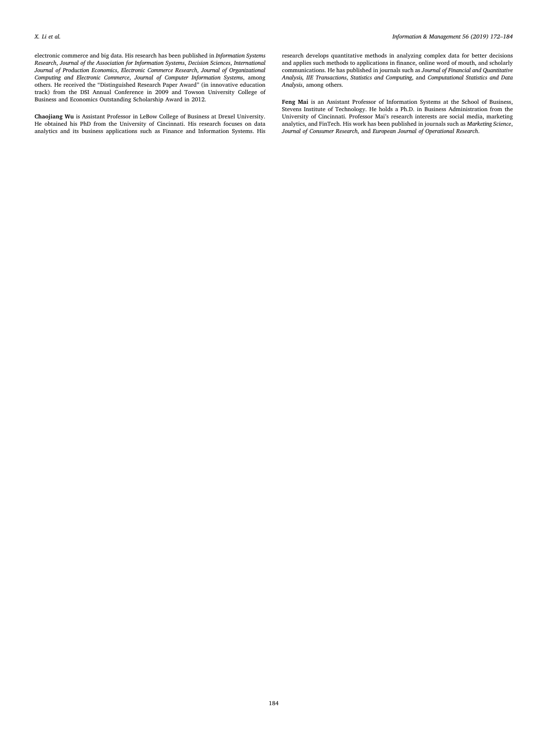electronic commerce and big data. His research has been published in *Information Systems Research*, *Journal of the Association for Information Systems*, *Decision Sciences*, *International Journal of Production Economics*, *Electronic Commerce Research*, *Journal of Organizational Computing and Electronic Commerce*, *Journal of Computer Information Systems*, among others. He received the "Distinguished Research Paper Award" (in innovative education track) from the DSI Annual Conference in 2009 and Towson University College of Business and Economics Outstanding Scholarship Award in 2012.

**Chaojiang Wu** is Assistant Professor in LeBow College of Business at Drexel University. He obtained his PhD from the University of Cincinnati. His research focuses on data analytics and its business applications such as Finance and Information Systems. His research develops quantitative methods in analyzing complex data for better decisions and applies such methods to applications in finance, online word of mouth, and scholarly communications. He has published in journals such as *Journal of Financial and Quantitative Analysis, IIE Transactions*, *Statistics and Computing*, and *Computational Statistics and Data Analysis*, among others.

**Feng Mai** is an Assistant Professor of Information Systems at the School of Business, Stevens Institute of Technology. He holds a Ph.D. in Business Administration from the University of Cincinnati. Professor Mai's research interests are social media, marketing analytics, and FinTech. His work has been published in journals such as *Marketing Science*, *Journal of Consumer Research*, and *European Journal of Operational Research*.